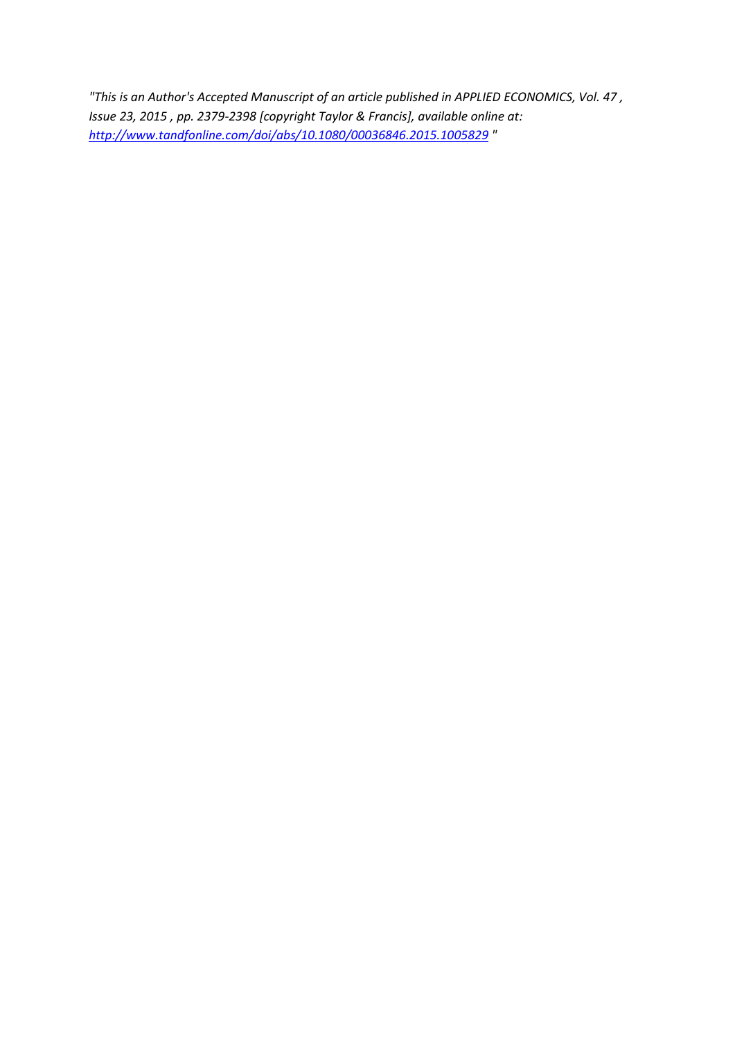*"This is an Author's Accepted Manuscript of an article published in APPLIED ECONOMICS, Vol. 47 , Issue 23, 2015 , pp. 2379-2398 [copyright Taylor & Francis], available online at: [http://www.tandfonline.com/doi/abs/10.1080/00036846.2015.1005829](http://www.tandfonline.com/doi/abs/10.1080/00036846.2015.1005829) "*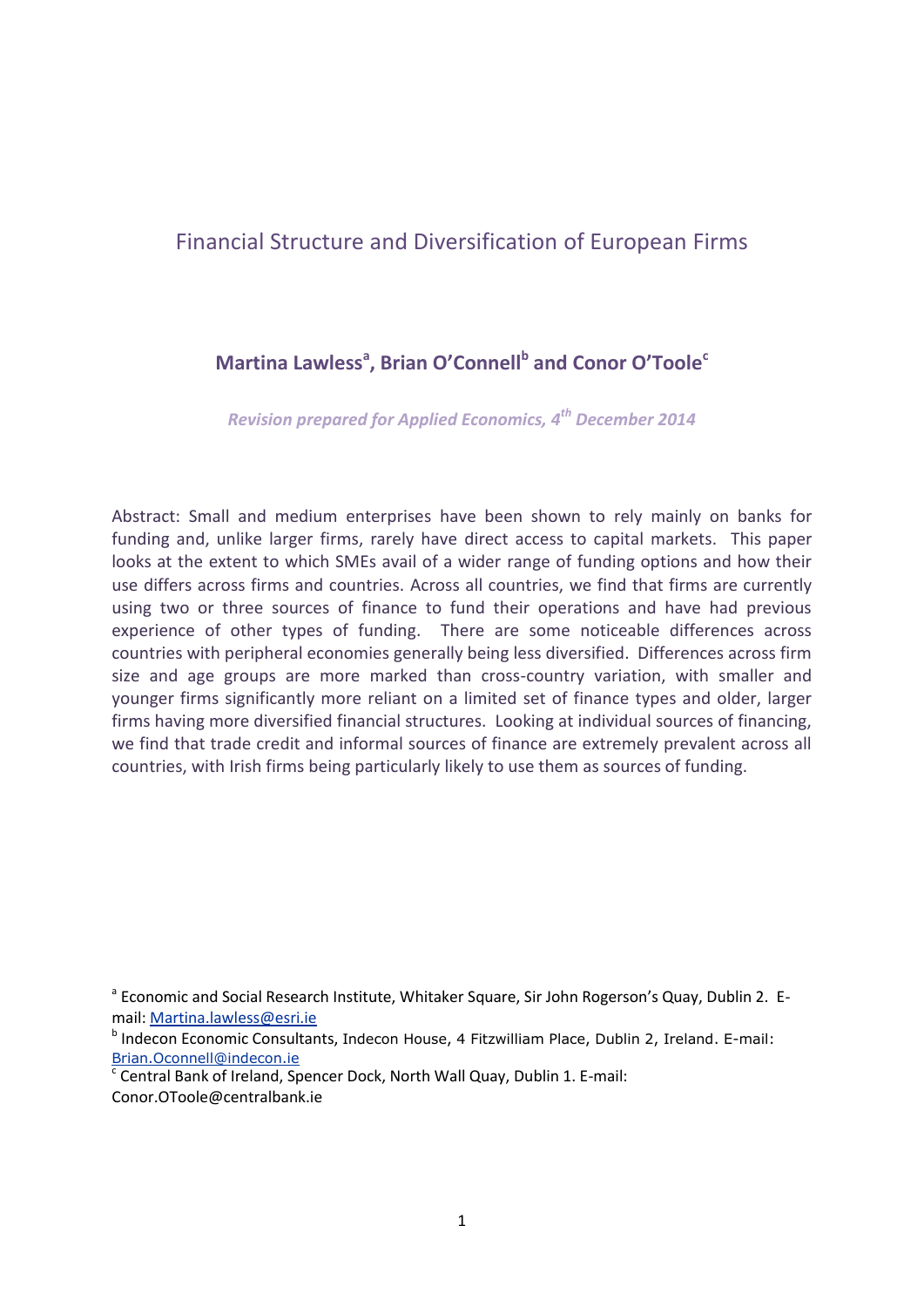# Financial Structure and Diversification of European Firms

**Martina Lawless[a], Brian O'Connell[b] and Conor O'Toole[c]**

*Revision prepared for Applied Economics, 4th December 2014*

Abstract: Small and medium enterprises have been shown to rely mainly on banks for funding and, unlike larger firms, rarely have direct access to capital markets. This paper looks at the extent to which SMEs avail of a wider range of funding options and how their use differs across firms and countries. Across all countries, we find that firms are currently using two or three sources of finance to fund their operations and have had previous experience of other types of funding. There are some noticeable differences across countries with peripheral economies generally being less diversified. Differences across firm size and age groups are more marked than cross-country variation, with smaller and younger firms significantly more reliant on a limited set of finance types and older, larger firms having more diversified financial structures. Looking at individual sources of financing, we find that trade credit and informal sources of finance are extremely prevalent across all countries, with Irish firms being particularly likely to use them as sources of funding.

[a] Economic and Social Research Institute, Whitaker Square, Sir John Rogerson's Quay, Dublin 2. E-mail: Martina.lawless@esri.ie

[b] Indecon Economic Consultants, Indecon House, 4 Fitzwilliam Place, Dublin 2, Ireland. E-mail: Brian.Oconnell@indecon.ie

[c] Central Bank of Ireland, Spencer Dock, North Wall Quay, Dublin 1. E-mail: Conor.OToole@centralbank.ie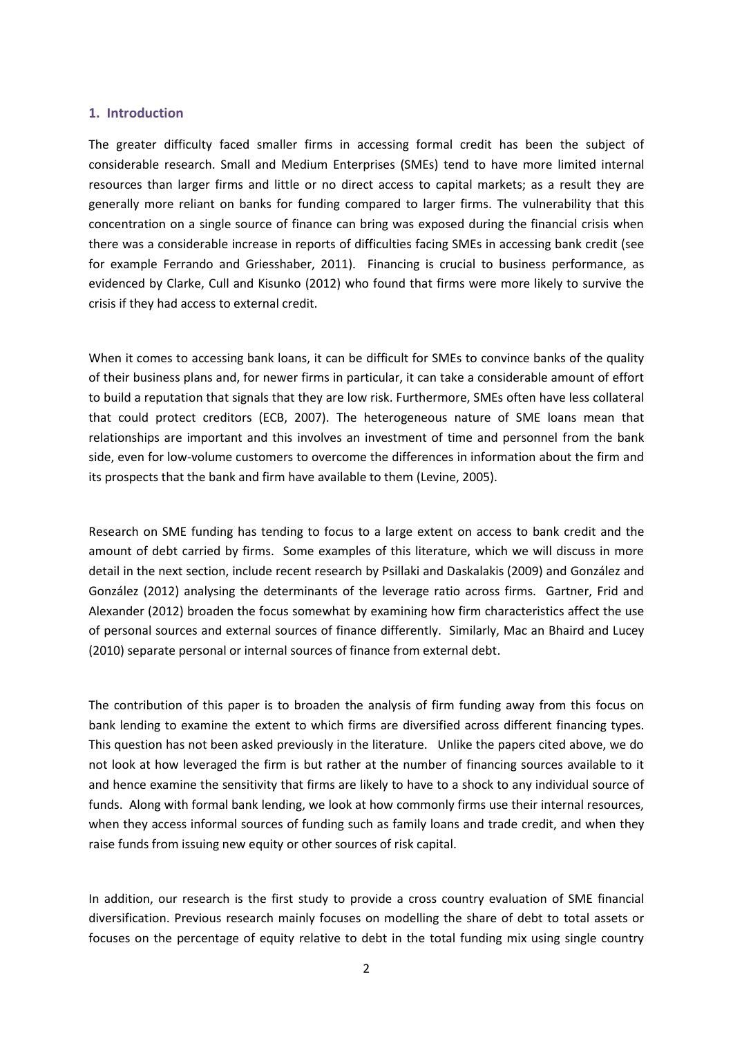## 1. Introduction

The greater difficulty faced smaller firms in accessing formal credit has been the subject of considerable research. Small and Medium Enterprises (SMEs) tend to have more limited internal resources than larger firms and little or no direct access to capital markets; as a result they are generally more reliant on banks for funding compared to larger firms. The vulnerability that this concentration on a single source of finance can bring was exposed during the financial crisis when there was a considerable increase in reports of difficulties facing SMEs in accessing bank credit (see for example Ferrando and Griesshaber, 2011). Financing is crucial to business performance, as evidenced by Clarke, Cull and Kisunko (2012) who found that firms were more likely to survive the crisis if they had access to external credit.

When it comes to accessing bank loans, it can be difficult for SMEs to convince banks of the quality of their business plans and, for newer firms in particular, it can take a considerable amount of effort to build a reputation that signals that they are low risk. Furthermore, SMEs often have less collateral that could protect creditors (ECB, 2007). The heterogeneous nature of SME loans mean that relationships are important and this involves an investment of time and personnel from the bank side, even for low-volume customers to overcome the differences in information about the firm and its prospects that the bank and firm have available to them (Levine, 2005).

Research on SME funding has tending to focus to a large extent on access to bank credit and the amount of debt carried by firms. Some examples of this literature, which we will discuss in more detail in the next section, include recent research by Psillaki and Daskalakis (2009) and González and González (2012) analysing the determinants of the leverage ratio across firms. Gartner, Frid and Alexander (2012) broaden the focus somewhat by examining how firm characteristics affect the use of personal sources and external sources of finance differently. Similarly, Mac an Bhaird and Lucey (2010) separate personal or internal sources of finance from external debt.

The contribution of this paper is to broaden the analysis of firm funding away from this focus on bank lending to examine the extent to which firms are diversified across different financing types. This question has not been asked previously in the literature. Unlike the papers cited above, we do not look at how leveraged the firm is but rather at the number of financing sources available to it and hence examine the sensitivity that firms are likely to have to a shock to any individual source of funds. Along with formal bank lending, we look at how commonly firms use their internal resources, when they access informal sources of funding such as family loans and trade credit, and when they raise funds from issuing new equity or other sources of risk capital.

In addition, our research is the first study to provide a cross country evaluation of SME financial diversification. Previous research mainly focuses on modelling the share of debt to total assets or focuses on the percentage of equity relative to debt in the total funding mix using single country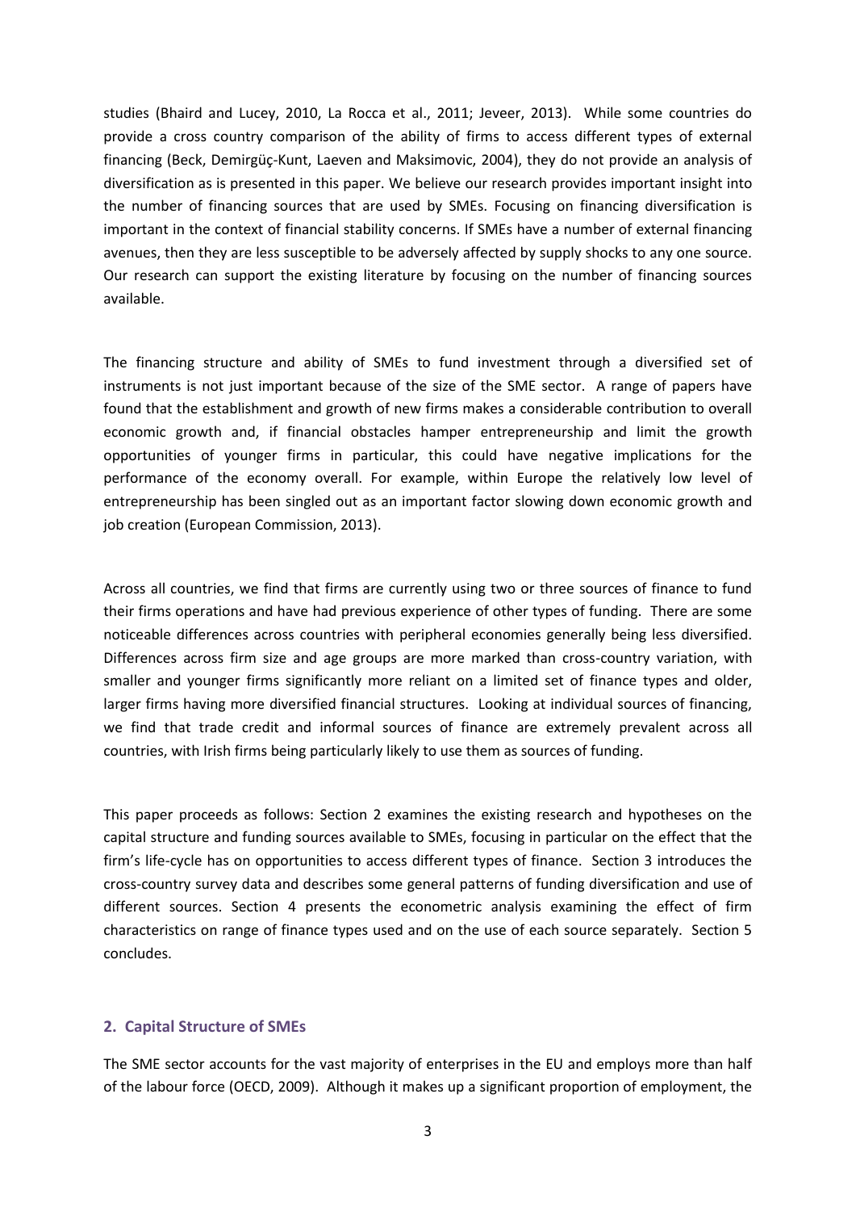studies (Bhaird and Lucey, 2010, La Rocca et al., 2011; Jeveer, 2013). While some countries do provide a cross country comparison of the ability of firms to access different types of external financing (Beck, Demirgüç-Kunt, Laeven and Maksimovic, 2004), they do not provide an analysis of diversification as is presented in this paper. We believe our research provides important insight into the number of financing sources that are used by SMEs. Focusing on financing diversification is important in the context of financial stability concerns. If SMEs have a number of external financing avenues, then they are less susceptible to be adversely affected by supply shocks to any one source. Our research can support the existing literature by focusing on the number of financing sources available.

The financing structure and ability of SMEs to fund investment through a diversified set of instruments is not just important because of the size of the SME sector. A range of papers have found that the establishment and growth of new firms makes a considerable contribution to overall economic growth and, if financial obstacles hamper entrepreneurship and limit the growth opportunities of younger firms in particular, this could have negative implications for the performance of the economy overall. For example, within Europe the relatively low level of entrepreneurship has been singled out as an important factor slowing down economic growth and job creation (European Commission, 2013).

Across all countries, we find that firms are currently using two or three sources of finance to fund their firms operations and have had previous experience of other types of funding. There are some noticeable differences across countries with peripheral economies generally being less diversified. Differences across firm size and age groups are more marked than cross-country variation, with smaller and younger firms significantly more reliant on a limited set of finance types and older, larger firms having more diversified financial structures. Looking at individual sources of financing, we find that trade credit and informal sources of finance are extremely prevalent across all countries, with Irish firms being particularly likely to use them as sources of funding.

This paper proceeds as follows: Section 2 examines the existing research and hypotheses on the capital structure and funding sources available to SMEs, focusing in particular on the effect that the firm's life-cycle has on opportunities to access different types of finance. Section 3 introduces the cross-country survey data and describes some general patterns of funding diversification and use of different sources. Section 4 presents the econometric analysis examining the effect of firm characteristics on range of finance types used and on the use of each source separately. Section 5 concludes.

## 2. Capital Structure of SMEs

The SME sector accounts for the vast majority of enterprises in the EU and employs more than half of the labour force (OECD, 2009). Although it makes up a significant proportion of employment, the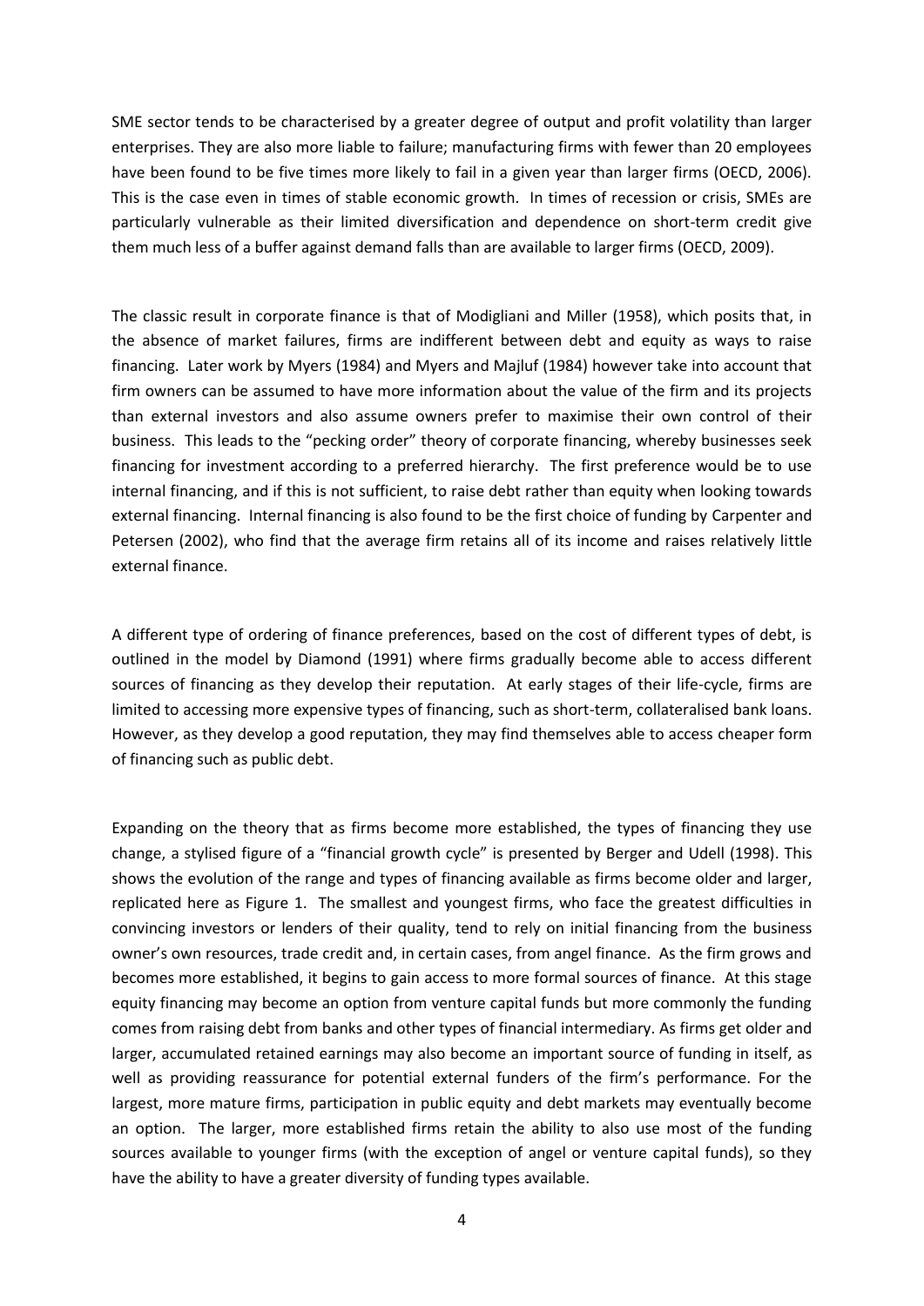SME sector tends to be characterised by a greater degree of output and profit volatility than larger enterprises. They are also more liable to failure; manufacturing firms with fewer than 20 employees have been found to be five times more likely to fail in a given year than larger firms (OECD, 2006). This is the case even in times of stable economic growth. In times of recession or crisis, SMEs are particularly vulnerable as their limited diversification and dependence on short-term credit give them much less of a buffer against demand falls than are available to larger firms (OECD, 2009).

The classic result in corporate finance is that of Modigliani and Miller (1958), which posits that, in the absence of market failures, firms are indifferent between debt and equity as ways to raise financing. Later work by Myers (1984) and Myers and Majluf (1984) however take into account that firm owners can be assumed to have more information about the value of the firm and its projects than external investors and also assume owners prefer to maximise their own control of their business. This leads to the "pecking order" theory of corporate financing, whereby businesses seek financing for investment according to a preferred hierarchy. The first preference would be to use internal financing, and if this is not sufficient, to raise debt rather than equity when looking towards external financing. Internal financing is also found to be the first choice of funding by Carpenter and Petersen (2002), who find that the average firm retains all of its income and raises relatively little external finance.

A different type of ordering of finance preferences, based on the cost of different types of debt, is outlined in the model by Diamond (1991) where firms gradually become able to access different sources of financing as they develop their reputation. At early stages of their life-cycle, firms are limited to accessing more expensive types of financing, such as short-term, collateralised bank loans. However, as they develop a good reputation, they may find themselves able to access cheaper form of financing such as public debt.

Expanding on the theory that as firms become more established, the types of financing they use change, a stylised figure of a "financial growth cycle" is presented by Berger and Udell (1998). This shows the evolution of the range and types of financing available as firms become older and larger, replicated here as Figure 1. The smallest and youngest firms, who face the greatest difficulties in convincing investors or lenders of their quality, tend to rely on initial financing from the business owner's own resources, trade credit and, in certain cases, from angel finance. As the firm grows and becomes more established, it begins to gain access to more formal sources of finance. At this stage equity financing may become an option from venture capital funds but more commonly the funding comes from raising debt from banks and other types of financial intermediary. As firms get older and larger, accumulated retained earnings may also become an important source of funding in itself, as well as providing reassurance for potential external funders of the firm's performance. For the largest, more mature firms, participation in public equity and debt markets may eventually become an option. The larger, more established firms retain the ability to also use most of the funding sources available to younger firms (with the exception of angel or venture capital funds), so they have the ability to have a greater diversity of funding types available.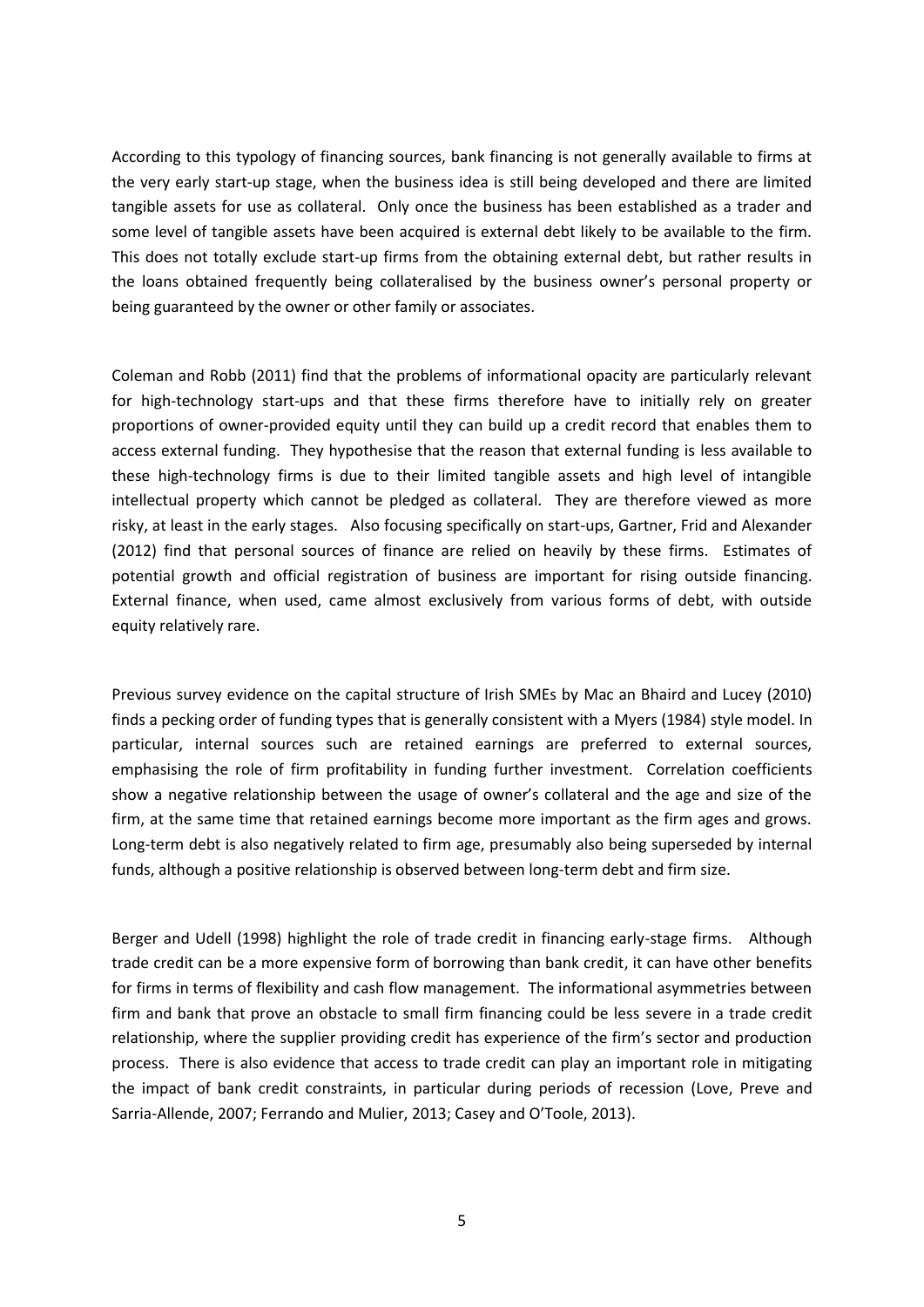According to this typology of financing sources, bank financing is not generally available to firms at the very early start-up stage, when the business idea is still being developed and there are limited tangible assets for use as collateral. Only once the business has been established as a trader and some level of tangible assets have been acquired is external debt likely to be available to the firm. This does not totally exclude start-up firms from the obtaining external debt, but rather results in the loans obtained frequently being collateralised by the business owner's personal property or being guaranteed by the owner or other family or associates.

Coleman and Robb (2011) find that the problems of informational opacity are particularly relevant for high-technology start-ups and that these firms therefore have to initially rely on greater proportions of owner-provided equity until they can build up a credit record that enables them to access external funding. They hypothesise that the reason that external funding is less available to these high-technology firms is due to their limited tangible assets and high level of intangible intellectual property which cannot be pledged as collateral. They are therefore viewed as more risky, at least in the early stages. Also focusing specifically on start-ups, Gartner, Frid and Alexander (2012) find that personal sources of finance are relied on heavily by these firms. Estimates of potential growth and official registration of business are important for rising outside financing. External finance, when used, came almost exclusively from various forms of debt, with outside equity relatively rare.

Previous survey evidence on the capital structure of Irish SMEs by Mac an Bhaird and Lucey (2010) finds a pecking order of funding types that is generally consistent with a Myers (1984) style model. In particular, internal sources such are retained earnings are preferred to external sources, emphasising the role of firm profitability in funding further investment. Correlation coefficients show a negative relationship between the usage of owner's collateral and the age and size of the firm, at the same time that retained earnings become more important as the firm ages and grows. Long-term debt is also negatively related to firm age, presumably also being superseded by internal funds, although a positive relationship is observed between long-term debt and firm size.

Berger and Udell (1998) highlight the role of trade credit in financing early-stage firms. Although trade credit can be a more expensive form of borrowing than bank credit, it can have other benefits for firms in terms of flexibility and cash flow management. The informational asymmetries between firm and bank that prove an obstacle to small firm financing could be less severe in a trade credit relationship, where the supplier providing credit has experience of the firm's sector and production process. There is also evidence that access to trade credit can play an important role in mitigating the impact of bank credit constraints, in particular during periods of recession (Love, Preve and Sarria-Allende, 2007; Ferrando and Mulier, 2013; Casey and O'Toole, 2013).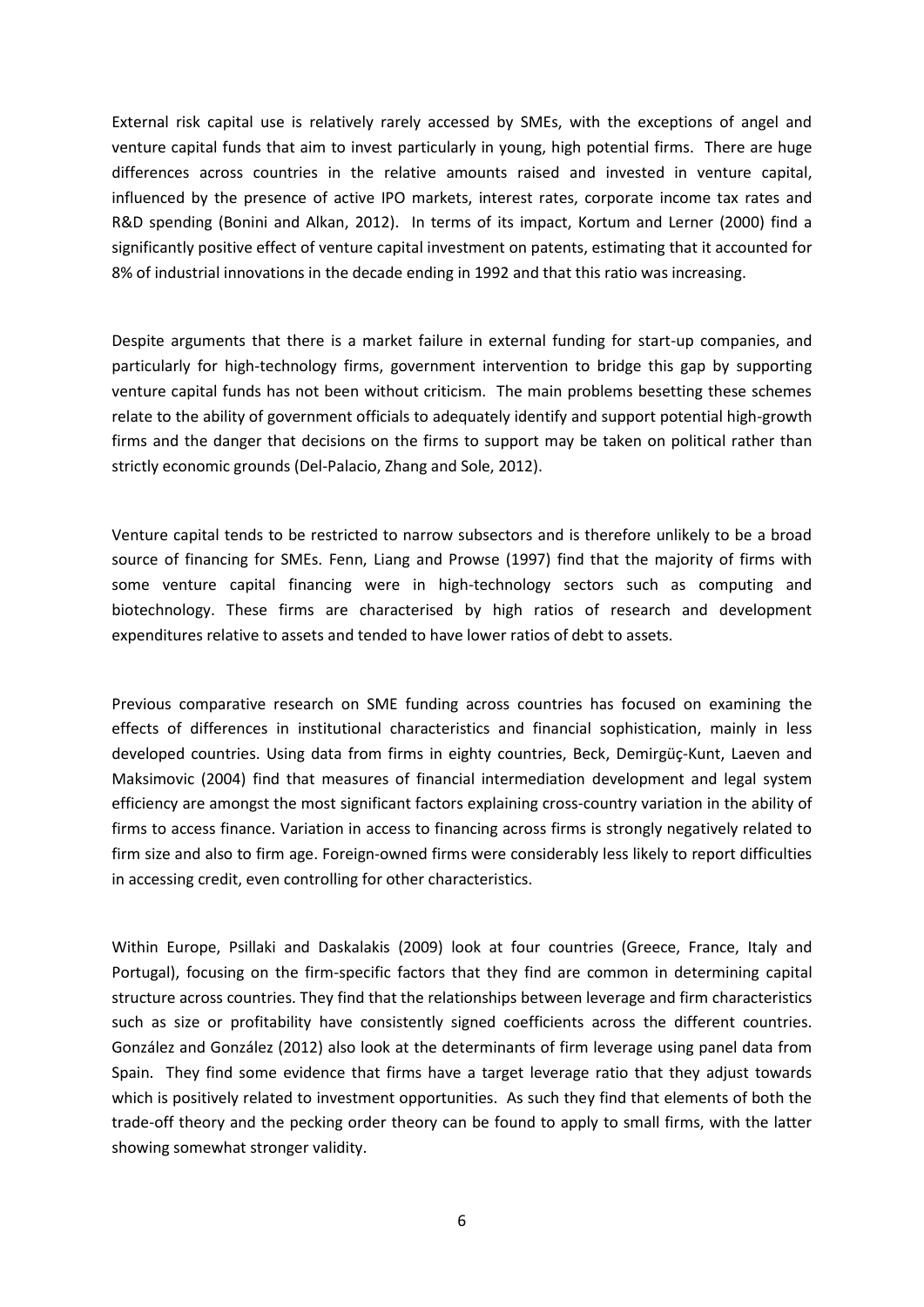External risk capital use is relatively rarely accessed by SMEs, with the exceptions of angel and venture capital funds that aim to invest particularly in young, high potential firms. There are huge differences across countries in the relative amounts raised and invested in venture capital, influenced by the presence of active IPO markets, interest rates, corporate income tax rates and R&D spending (Bonini and Alkan, 2012). In terms of its impact, Kortum and Lerner (2000) find a significantly positive effect of venture capital investment on patents, estimating that it accounted for 8% of industrial innovations in the decade ending in 1992 and that this ratio was increasing.

Despite arguments that there is a market failure in external funding for start-up companies, and particularly for high-technology firms, government intervention to bridge this gap by supporting venture capital funds has not been without criticism. The main problems besetting these schemes relate to the ability of government officials to adequately identify and support potential high-growth firms and the danger that decisions on the firms to support may be taken on political rather than strictly economic grounds (Del-Palacio, Zhang and Sole, 2012).

Venture capital tends to be restricted to narrow subsectors and is therefore unlikely to be a broad source of financing for SMEs. Fenn, Liang and Prowse (1997) find that the majority of firms with some venture capital financing were in high-technology sectors such as computing and biotechnology. These firms are characterised by high ratios of research and development expenditures relative to assets and tended to have lower ratios of debt to assets.

Previous comparative research on SME funding across countries has focused on examining the effects of differences in institutional characteristics and financial sophistication, mainly in less developed countries. Using data from firms in eighty countries, Beck, Demirgüç-Kunt, Laeven and Maksimovic (2004) find that measures of financial intermediation development and legal system efficiency are amongst the most significant factors explaining cross-country variation in the ability of firms to access finance. Variation in access to financing across firms is strongly negatively related to firm size and also to firm age. Foreign-owned firms were considerably less likely to report difficulties in accessing credit, even controlling for other characteristics.

Within Europe, Psillaki and Daskalakis (2009) look at four countries (Greece, France, Italy and Portugal), focusing on the firm-specific factors that they find are common in determining capital structure across countries. They find that the relationships between leverage and firm characteristics such as size or profitability have consistently signed coefficients across the different countries. González and González (2012) also look at the determinants of firm leverage using panel data from Spain. They find some evidence that firms have a target leverage ratio that they adjust towards which is positively related to investment opportunities. As such they find that elements of both the trade-off theory and the pecking order theory can be found to apply to small firms, with the latter showing somewhat stronger validity.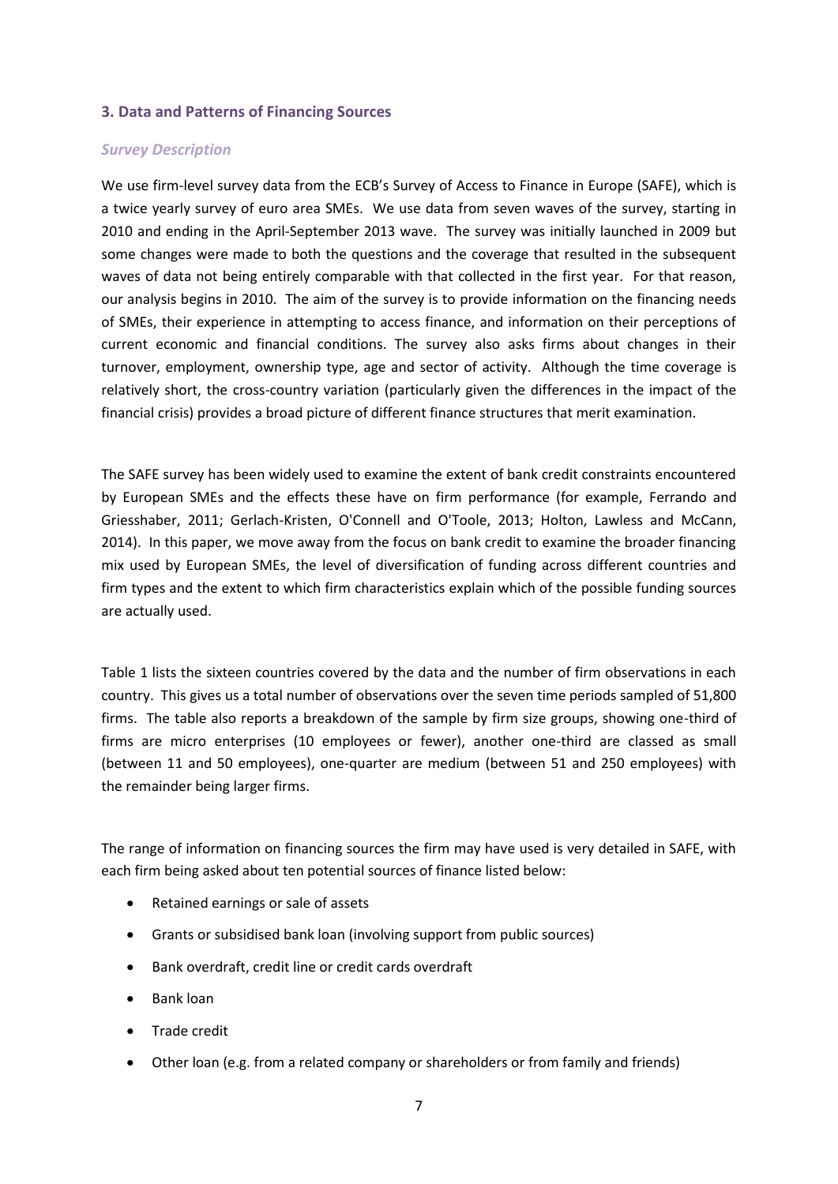## 3. Data and Patterns of Financing Sources

### *Survey Description*

We use firm-level survey data from the ECB's Survey of Access to Finance in Europe (SAFE), which is a twice yearly survey of euro area SMEs. We use data from seven waves of the survey, starting in 2010 and ending in the April-September 2013 wave. The survey was initially launched in 2009 but some changes were made to both the questions and the coverage that resulted in the subsequent waves of data not being entirely comparable with that collected in the first year. For that reason, our analysis begins in 2010. The aim of the survey is to provide information on the financing needs of SMEs, their experience in attempting to access finance, and information on their perceptions of current economic and financial conditions. The survey also asks firms about changes in their turnover, employment, ownership type, age and sector of activity. Although the time coverage is relatively short, the cross-country variation (particularly given the differences in the impact of the financial crisis) provides a broad picture of different finance structures that merit examination.

The SAFE survey has been widely used to examine the extent of bank credit constraints encountered by European SMEs and the effects these have on firm performance (for example, Ferrando and Griesshaber, 2011; Gerlach-Kristen, O'Connell and O'Toole, 2013; Holton, Lawless and McCann, 2014). In this paper, we move away from the focus on bank credit to examine the broader financing mix used by European SMEs, the level of diversification of funding across different countries and firm types and the extent to which firm characteristics explain which of the possible funding sources are actually used.

Table 1 lists the sixteen countries covered by the data and the number of firm observations in each country. This gives us a total number of observations over the seven time periods sampled of 51,800 firms. The table also reports a breakdown of the sample by firm size groups, showing one-third of firms are micro enterprises (10 employees or fewer), another one-third are classed as small (between 11 and 50 employees), one-quarter are medium (between 51 and 250 employees) with the remainder being larger firms.

The range of information on financing sources the firm may have used is very detailed in SAFE, with each firm being asked about ten potential sources of finance listed below:

- Retained earnings or sale of assets
- Grants or subsidised bank loan (involving support from public sources)
- Bank overdraft, credit line or credit cards overdraft
- Bank loan
- Trade credit
- Other loan (e.g. from a related company or shareholders or from family and friends)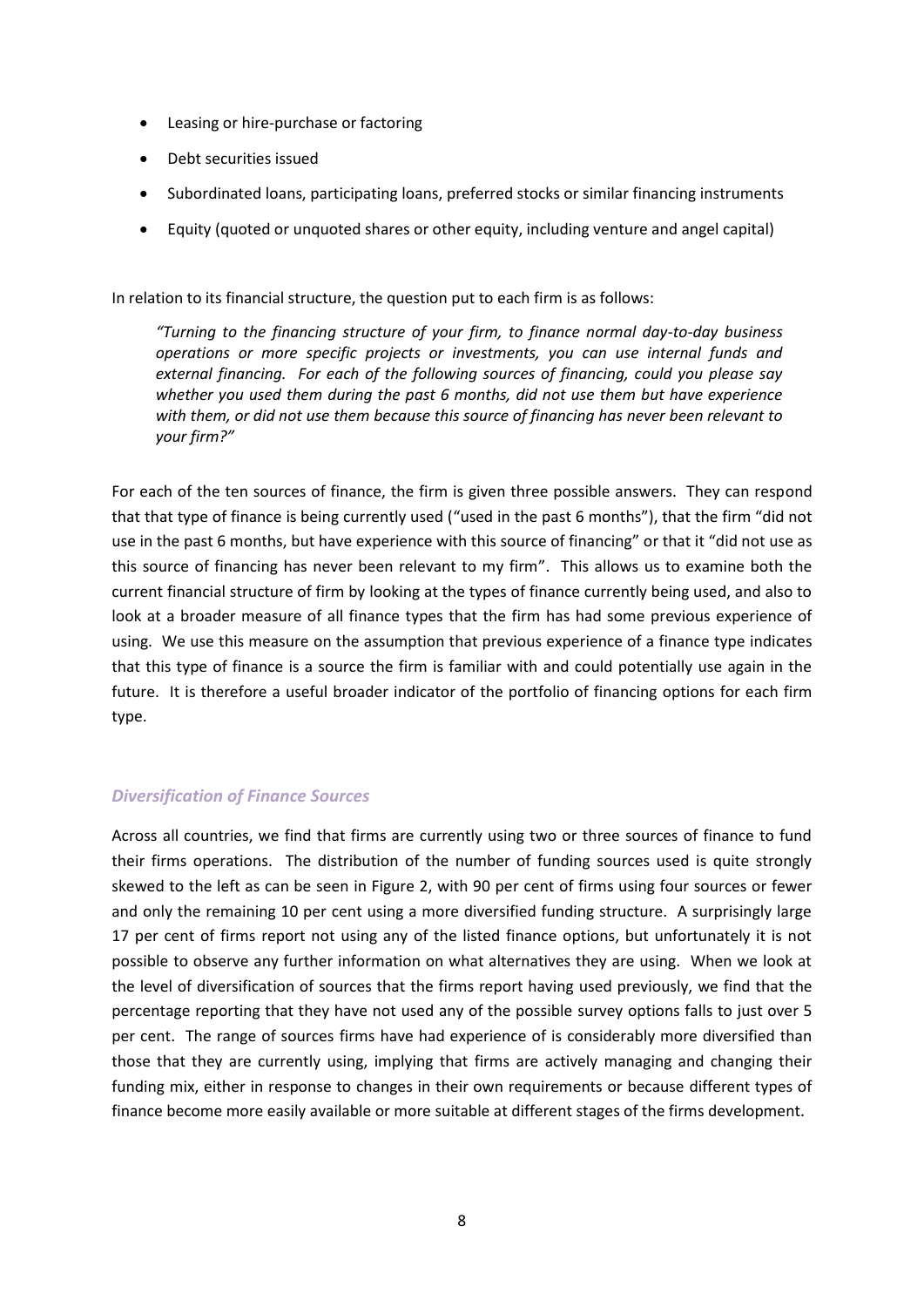- Leasing or hire-purchase or factoring
- Debt securities issued
- Subordinated loans, participating loans, preferred stocks or similar financing instruments
- Equity (quoted or unquoted shares or other equity, including venture and angel capital)

In relation to its financial structure, the question put to each firm is as follows:

> *"Turning to the financing structure of your firm, to finance normal day-to-day business operations or more specific projects or investments, you can use internal funds and external financing. For each of the following sources of financing, could you please say whether you used them during the past 6 months, did not use them but have experience with them, or did not use them because this source of financing has never been relevant to your firm?"*

For each of the ten sources of finance, the firm is given three possible answers. They can respond that that type of finance is being currently used ("used in the past 6 months"), that the firm "did not use in the past 6 months, but have experience with this source of financing" or that it "did not use as this source of financing has never been relevant to my firm". This allows us to examine both the current financial structure of firm by looking at the types of finance currently being used, and also to look at a broader measure of all finance types that the firm has had some previous experience of using. We use this measure on the assumption that previous experience of a finance type indicates that this type of finance is a source the firm is familiar with and could potentially use again in the future. It is therefore a useful broader indicator of the portfolio of financing options for each firm type.

### *Diversification of Finance Sources*

Across all countries, we find that firms are currently using two or three sources of finance to fund their firms operations. The distribution of the number of funding sources used is quite strongly skewed to the left as can be seen in Figure 2, with 90 per cent of firms using four sources or fewer and only the remaining 10 per cent using a more diversified funding structure. A surprisingly large 17 per cent of firms report not using any of the listed finance options, but unfortunately it is not possible to observe any further information on what alternatives they are using. When we look at the level of diversification of sources that the firms report having used previously, we find that the percentage reporting that they have not used any of the possible survey options falls to just over 5 per cent. The range of sources firms have had experience of is considerably more diversified than those that they are currently using, implying that firms are actively managing and changing their funding mix, either in response to changes in their own requirements or because different types of finance become more easily available or more suitable at different stages of the firms development.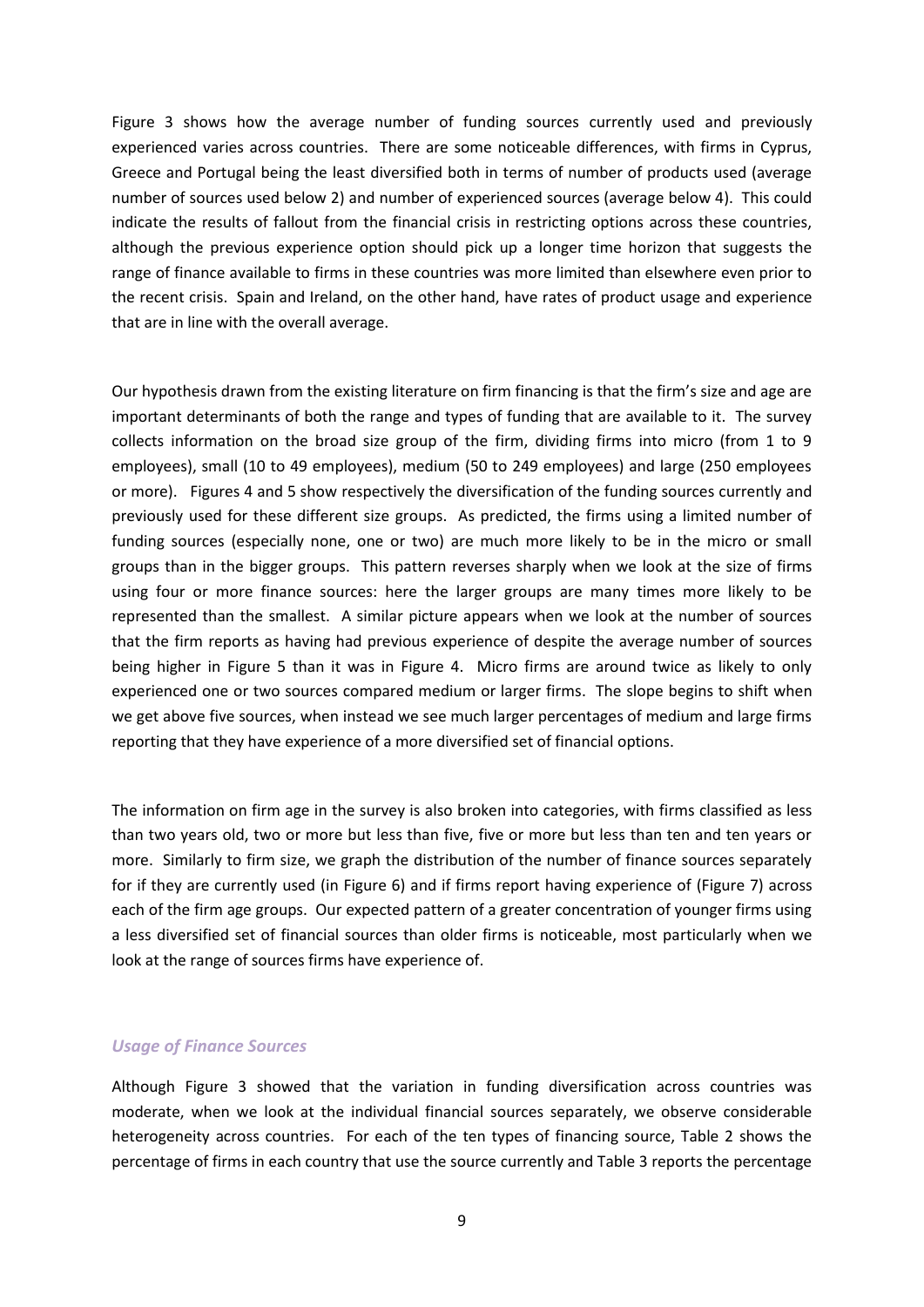Figure 3 shows how the average number of funding sources currently used and previously experienced varies across countries. There are some noticeable differences, with firms in Cyprus, Greece and Portugal being the least diversified both in terms of number of products used (average number of sources used below 2) and number of experienced sources (average below 4). This could indicate the results of fallout from the financial crisis in restricting options across these countries, although the previous experience option should pick up a longer time horizon that suggests the range of finance available to firms in these countries was more limited than elsewhere even prior to the recent crisis. Spain and Ireland, on the other hand, have rates of product usage and experience that are in line with the overall average.

Our hypothesis drawn from the existing literature on firm financing is that the firm's size and age are important determinants of both the range and types of funding that are available to it. The survey collects information on the broad size group of the firm, dividing firms into micro (from 1 to 9 employees), small (10 to 49 employees), medium (50 to 249 employees) and large (250 employees or more). Figures 4 and 5 show respectively the diversification of the funding sources currently and previously used for these different size groups. As predicted, the firms using a limited number of funding sources (especially none, one or two) are much more likely to be in the micro or small groups than in the bigger groups. This pattern reverses sharply when we look at the size of firms using four or more finance sources: here the larger groups are many times more likely to be represented than the smallest. A similar picture appears when we look at the number of sources that the firm reports as having had previous experience of despite the average number of sources being higher in Figure 5 than it was in Figure 4. Micro firms are around twice as likely to only experienced one or two sources compared medium or larger firms. The slope begins to shift when we get above five sources, when instead we see much larger percentages of medium and large firms reporting that they have experience of a more diversified set of financial options.

The information on firm age in the survey is also broken into categories, with firms classified as less than two years old, two or more but less than five, five or more but less than ten and ten years or more. Similarly to firm size, we graph the distribution of the number of finance sources separately for if they are currently used (in Figure 6) and if firms report having experience of (Figure 7) across each of the firm age groups. Our expected pattern of a greater concentration of younger firms using a less diversified set of financial sources than older firms is noticeable, most particularly when we look at the range of sources firms have experience of.

### *Usage of Finance Sources*

Although Figure 3 showed that the variation in funding diversification across countries was moderate, when we look at the individual financial sources separately, we observe considerable heterogeneity across countries. For each of the ten types of financing source, Table 2 shows the percentage of firms in each country that use the source currently and Table 3 reports the percentage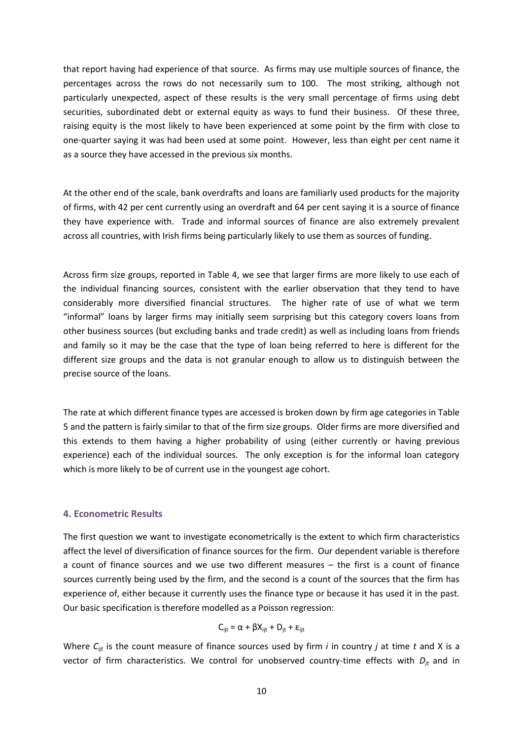that report having had experience of that source. As firms may use multiple sources of finance, the percentages across the rows do not necessarily sum to 100. The most striking, although not particularly unexpected, aspect of these results is the very small percentage of firms using debt securities, subordinated debt or external equity as ways to fund their business. Of these three, raising equity is the most likely to have been experienced at some point by the firm with close to one-quarter saying it was had been used at some point. However, less than eight per cent name it as a source they have accessed in the previous six months.

At the other end of the scale, bank overdrafts and loans are familiarly used products for the majority of firms, with 42 per cent currently using an overdraft and 64 per cent saying it is a source of finance they have experience with. Trade and informal sources of finance are also extremely prevalent across all countries, with Irish firms being particularly likely to use them as sources of funding.

Across firm size groups, reported in Table 4, we see that larger firms are more likely to use each of the individual financing sources, consistent with the earlier observation that they tend to have considerably more diversified financial structures. The higher rate of use of what we term "informal" loans by larger firms may initially seem surprising but this category covers loans from other business sources (but excluding banks and trade credit) as well as including loans from friends and family so it may be the case that the type of loan being referred to here is different for the different size groups and the data is not granular enough to allow us to distinguish between the precise source of the loans.

The rate at which different finance types are accessed is broken down by firm age categories in Table 5 and the pattern is fairly similar to that of the firm size groups. Older firms are more diversified and this extends to them having a higher probability of using (either currently or having previous experience) each of the individual sources. The only exception is for the informal loan category which is more likely to be of current use in the youngest age cohort.

### 4. Econometric Results

The first question we want to investigate econometrically is the extent to which firm characteristics affect the level of diversification of finance sources for the firm. Our dependent variable is therefore a count of finance sources and we use two different measures – the first is a count of finance sources currently being used by the firm, and the second is a count of the sources that the firm has experience of, either because it currently uses the finance type or because it has used it in the past. Our basic specification is therefore modelled as a Poisson regression:

$$C_{ijt} = \alpha + \beta X_{ijt} + D_{jt} + \varepsilon_{ijt}$$

Where $C_{ijt}$ is the count measure of finance sources used by firm $i$ in country $j$ at time $t$ and X is a vector of firm characteristics. We control for unobserved country-time effects with $D_{jt}$ and in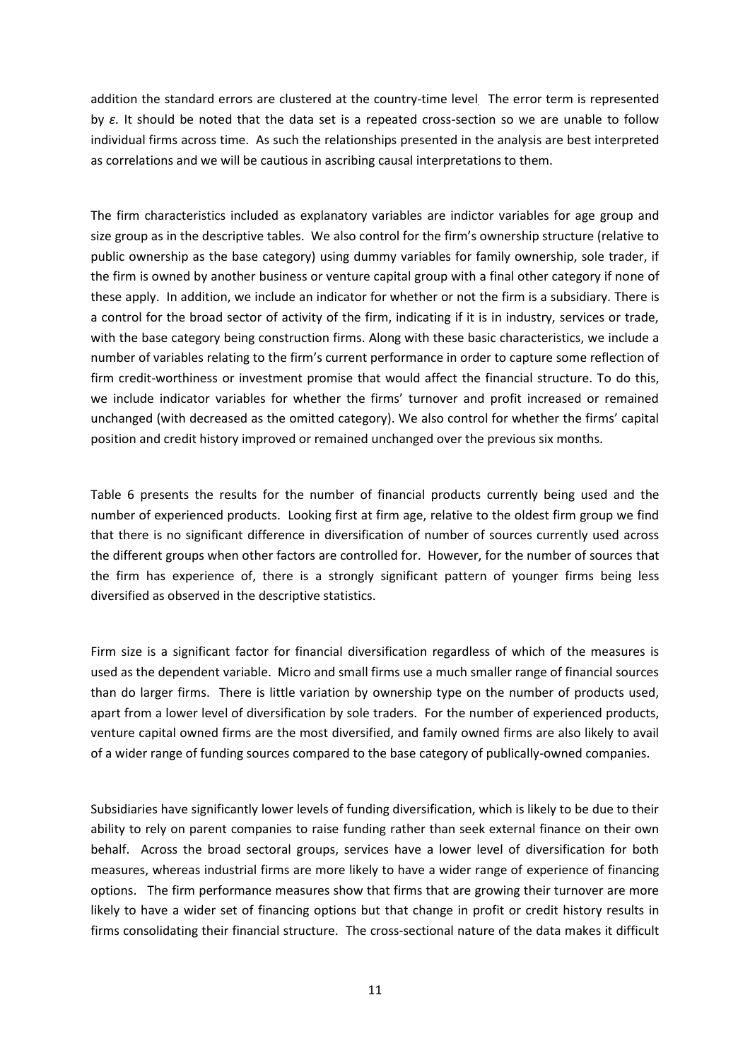addition the standard errors are clustered at the country-time level. The error term is represented by $\varepsilon$. It should be noted that the data set is a repeated cross-section so we are unable to follow individual firms across time. As such the relationships presented in the analysis are best interpreted as correlations and we will be cautious in ascribing causal interpretations to them.

The firm characteristics included as explanatory variables are indictor variables for age group and size group as in the descriptive tables. We also control for the firm's ownership structure (relative to public ownership as the base category) using dummy variables for family ownership, sole trader, if the firm is owned by another business or venture capital group with a final other category if none of these apply. In addition, we include an indicator for whether or not the firm is a subsidiary. There is a control for the broad sector of activity of the firm, indicating if it is in industry, services or trade, with the base category being construction firms. Along with these basic characteristics, we include a number of variables relating to the firm's current performance in order to capture some reflection of firm credit-worthiness or investment promise that would affect the financial structure. To do this, we include indicator variables for whether the firms' turnover and profit increased or remained unchanged (with decreased as the omitted category). We also control for whether the firms' capital position and credit history improved or remained unchanged over the previous six months.

Table 6 presents the results for the number of financial products currently being used and the number of experienced products. Looking first at firm age, relative to the oldest firm group we find that there is no significant difference in diversification of number of sources currently used across the different groups when other factors are controlled for. However, for the number of sources that the firm has experience of, there is a strongly significant pattern of younger firms being less diversified as observed in the descriptive statistics.

Firm size is a significant factor for financial diversification regardless of which of the measures is used as the dependent variable. Micro and small firms use a much smaller range of financial sources than do larger firms. There is little variation by ownership type on the number of products used, apart from a lower level of diversification by sole traders. For the number of experienced products, venture capital owned firms are the most diversified, and family owned firms are also likely to avail of a wider range of funding sources compared to the base category of publically-owned companies.

Subsidiaries have significantly lower levels of funding diversification, which is likely to be due to their ability to rely on parent companies to raise funding rather than seek external finance on their own behalf. Across the broad sectoral groups, services have a lower level of diversification for both measures, whereas industrial firms are more likely to have a wider range of experience of financing options. The firm performance measures show that firms that are growing their turnover are more likely to have a wider set of financing options but that change in profit or credit history results in firms consolidating their financial structure. The cross-sectional nature of the data makes it difficult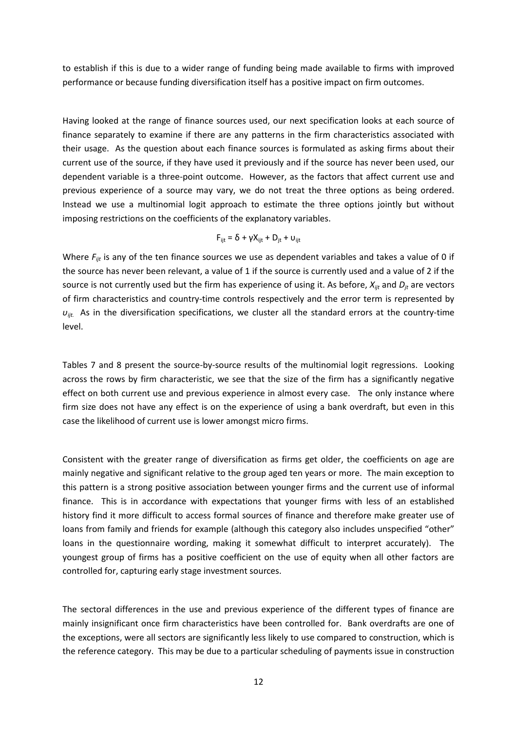to establish if this is due to a wider range of funding being made available to firms with improved performance or because funding diversification itself has a positive impact on firm outcomes.

Having looked at the range of finance sources used, our next specification looks at each source of finance separately to examine if there are any patterns in the firm characteristics associated with their usage. As the question about each finance sources is formulated as asking firms about their current use of the source, if they have used it previously and if the source has never been used, our dependent variable is a three-point outcome. However, as the factors that affect current use and previous experience of a source may vary, we do not treat the three options as being ordered. Instead we use a multinomial logit approach to estimate the three options jointly but without imposing restrictions on the coefficients of the explanatory variables.

$$F_{ijt} = \delta + \gamma X_{ijt} + D_{jt} + \upsilon_{ijt}$$

Where $F_{ijt}$ is any of the ten finance sources we use as dependent variables and takes a value of 0 if the source has never been relevant, a value of 1 if the source is currently used and a value of 2 if the source is not currently used but the firm has experience of using it. As before, $X_{ijt}$ and $D_{jt}$ are vectors of firm characteristics and country-time controls respectively and the error term is represented by $\upsilon_{ijt}$. As in the diversification specifications, we cluster all the standard errors at the country-time level.

Tables 7 and 8 present the source-by-source results of the multinomial logit regressions. Looking across the rows by firm characteristic, we see that the size of the firm has a significantly negative effect on both current use and previous experience in almost every case. The only instance where firm size does not have any effect is on the experience of using a bank overdraft, but even in this case the likelihood of current use is lower amongst micro firms.

Consistent with the greater range of diversification as firms get older, the coefficients on age are mainly negative and significant relative to the group aged ten years or more. The main exception to this pattern is a strong positive association between younger firms and the current use of informal finance. This is in accordance with expectations that younger firms with less of an established history find it more difficult to access formal sources of finance and therefore make greater use of loans from family and friends for example (although this category also includes unspecified "other" loans in the questionnaire wording, making it somewhat difficult to interpret accurately). The youngest group of firms has a positive coefficient on the use of equity when all other factors are controlled for, capturing early stage investment sources.

The sectoral differences in the use and previous experience of the different types of finance are mainly insignificant once firm characteristics have been controlled for. Bank overdrafts are one of the exceptions, were all sectors are significantly less likely to use compared to construction, which is the reference category. This may be due to a particular scheduling of payments issue in construction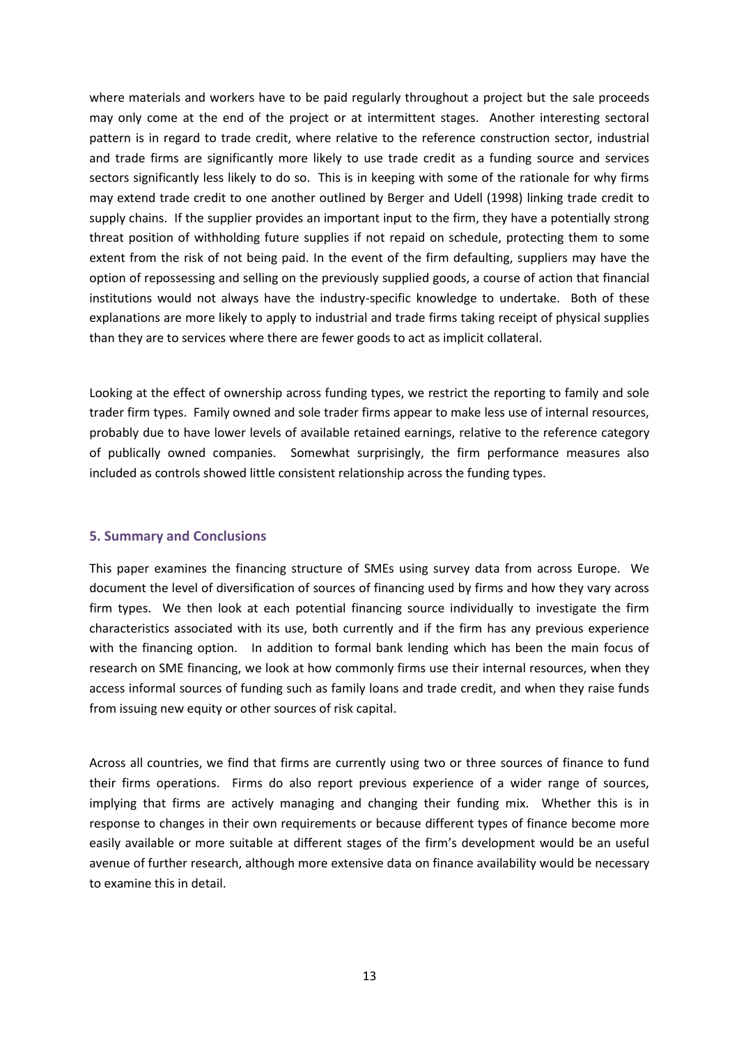where materials and workers have to be paid regularly throughout a project but the sale proceeds may only come at the end of the project or at intermittent stages. Another interesting sectoral pattern is in regard to trade credit, where relative to the reference construction sector, industrial and trade firms are significantly more likely to use trade credit as a funding source and services sectors significantly less likely to do so. This is in keeping with some of the rationale for why firms may extend trade credit to one another outlined by Berger and Udell (1998) linking trade credit to supply chains. If the supplier provides an important input to the firm, they have a potentially strong threat position of withholding future supplies if not repaid on schedule, protecting them to some extent from the risk of not being paid. In the event of the firm defaulting, suppliers may have the option of repossessing and selling on the previously supplied goods, a course of action that financial institutions would not always have the industry-specific knowledge to undertake. Both of these explanations are more likely to apply to industrial and trade firms taking receipt of physical supplies than they are to services where there are fewer goods to act as implicit collateral.

Looking at the effect of ownership across funding types, we restrict the reporting to family and sole trader firm types. Family owned and sole trader firms appear to make less use of internal resources, probably due to have lower levels of available retained earnings, relative to the reference category of publically owned companies. Somewhat surprisingly, the firm performance measures also included as controls showed little consistent relationship across the funding types.

## 5. Summary and Conclusions

This paper examines the financing structure of SMEs using survey data from across Europe. We document the level of diversification of sources of financing used by firms and how they vary across firm types. We then look at each potential financing source individually to investigate the firm characteristics associated with its use, both currently and if the firm has any previous experience with the financing option. In addition to formal bank lending which has been the main focus of research on SME financing, we look at how commonly firms use their internal resources, when they access informal sources of funding such as family loans and trade credit, and when they raise funds from issuing new equity or other sources of risk capital.

Across all countries, we find that firms are currently using two or three sources of finance to fund their firms operations. Firms do also report previous experience of a wider range of sources, implying that firms are actively managing and changing their funding mix. Whether this is in response to changes in their own requirements or because different types of finance become more easily available or more suitable at different stages of the firm's development would be an useful avenue of further research, although more extensive data on finance availability would be necessary to examine this in detail.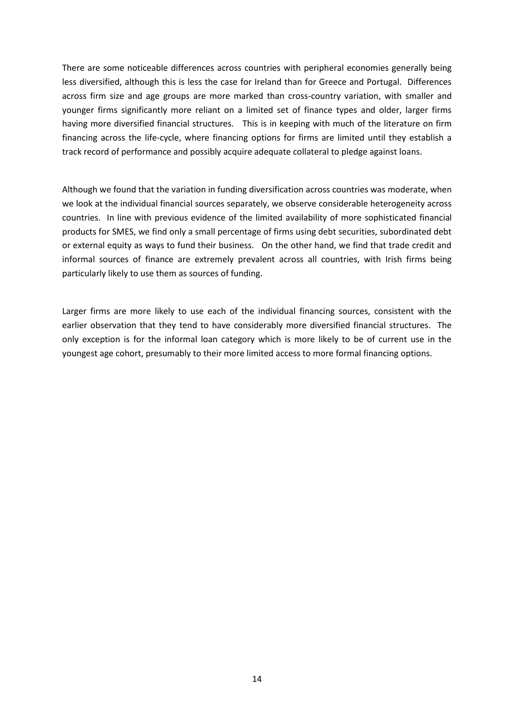There are some noticeable differences across countries with peripheral economies generally being less diversified, although this is less the case for Ireland than for Greece and Portugal. Differences across firm size and age groups are more marked than cross-country variation, with smaller and younger firms significantly more reliant on a limited set of finance types and older, larger firms having more diversified financial structures. This is in keeping with much of the literature on firm financing across the life-cycle, where financing options for firms are limited until they establish a track record of performance and possibly acquire adequate collateral to pledge against loans.

Although we found that the variation in funding diversification across countries was moderate, when we look at the individual financial sources separately, we observe considerable heterogeneity across countries. In line with previous evidence of the limited availability of more sophisticated financial products for SMES, we find only a small percentage of firms using debt securities, subordinated debt or external equity as ways to fund their business. On the other hand, we find that trade credit and informal sources of finance are extremely prevalent across all countries, with Irish firms being particularly likely to use them as sources of funding.

Larger firms are more likely to use each of the individual financing sources, consistent with the earlier observation that they tend to have considerably more diversified financial structures. The only exception is for the informal loan category which is more likely to be of current use in the youngest age cohort, presumably to their more limited access to more formal financing options.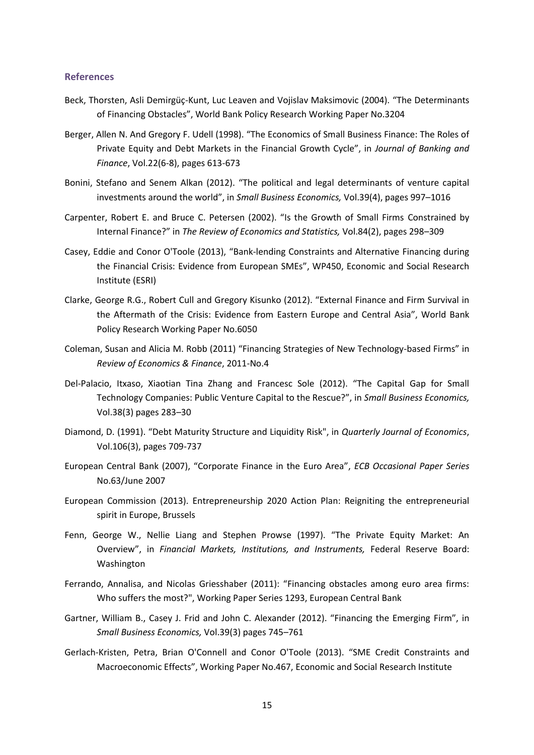## References

Beck, Thorsten, Asli Demirgüç-Kunt, Luc Leaven and Vojislav Maksimovic (2004). "The Determinants of Financing Obstacles", World Bank Policy Research Working Paper No.3204

Berger, Allen N. And Gregory F. Udell (1998). "The Economics of Small Business Finance: The Roles of Private Equity and Debt Markets in the Financial Growth Cycle", in *Journal of Banking and Finance*, Vol.22(6-8), pages 613-673

Bonini, Stefano and Senem Alkan (2012). "The political and legal determinants of venture capital investments around the world", in *Small Business Economics,* Vol.39(4), pages 997–1016

Carpenter, Robert E. and Bruce C. Petersen (2002). "Is the Growth of Small Firms Constrained by Internal Finance?" in *The Review of Economics and Statistics,* Vol.84(2), pages 298–309

Casey, Eddie and Conor O'Toole (2013), "Bank-lending Constraints and Alternative Financing during the Financial Crisis: Evidence from European SMEs", WP450, Economic and Social Research Institute (ESRI)

Clarke, George R.G., Robert Cull and Gregory Kisunko (2012). "External Finance and Firm Survival in the Aftermath of the Crisis: Evidence from Eastern Europe and Central Asia", World Bank Policy Research Working Paper No.6050

Coleman, Susan and Alicia M. Robb (2011) "Financing Strategies of New Technology-based Firms" in *Review of Economics & Finance*, 2011-No.4

Del-Palacio, Itxaso, Xiaotian Tina Zhang and Francesc Sole (2012). "The Capital Gap for Small Technology Companies: Public Venture Capital to the Rescue?", in *Small Business Economics,* Vol.38(3) pages 283–30

Diamond, D. (1991). "Debt Maturity Structure and Liquidity Risk", in *Quarterly Journal of Economics*, Vol.106(3), pages 709-737

European Central Bank (2007), "Corporate Finance in the Euro Area", *ECB Occasional Paper Series* No.63/June 2007

European Commission (2013). Entrepreneurship 2020 Action Plan: Reigniting the entrepreneurial spirit in Europe, Brussels

Fenn, George W., Nellie Liang and Stephen Prowse (1997). "The Private Equity Market: An Overview", in *Financial Markets, Institutions, and Instruments,* Federal Reserve Board: Washington

Ferrando, Annalisa, and Nicolas Griesshaber (2011): "Financing obstacles among euro area firms: Who suffers the most?", Working Paper Series 1293, European Central Bank

Gartner, William B., Casey J. Frid and John C. Alexander (2012). "Financing the Emerging Firm", in *Small Business Economics,* Vol.39(3) pages 745–761

Gerlach-Kristen, Petra, Brian O'Connell and Conor O'Toole (2013). "SME Credit Constraints and Macroeconomic Effects", Working Paper No.467, Economic and Social Research Institute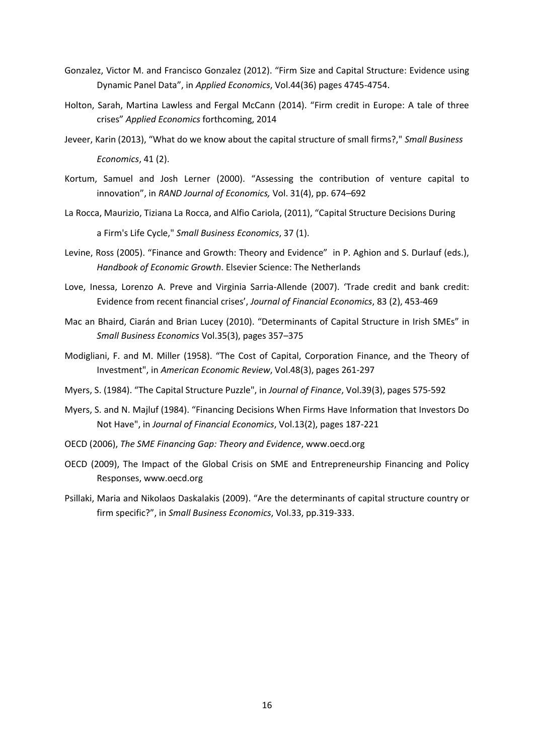Gonzalez, Victor M. and Francisco Gonzalez (2012). "Firm Size and Capital Structure: Evidence using Dynamic Panel Data", in *Applied Economics*, Vol.44(36) pages 4745-4754.

Holton, Sarah, Martina Lawless and Fergal McCann (2014). "Firm credit in Europe: A tale of three crises" *Applied Economics* forthcoming, 2014

Jeveer, Karin (2013), "What do we know about the capital structure of small firms?," *Small Business Economics*, 41 (2).

Kortum, Samuel and Josh Lerner (2000). "Assessing the contribution of venture capital to innovation", in *RAND Journal of Economics,* Vol. 31(4), pp. 674–692

La Rocca, Maurizio, Tiziana La Rocca, and Alfio Cariola, (2011), "Capital Structure Decisions During a Firm's Life Cycle," *Small Business Economics*, 37 (1).

Levine, Ross (2005). "Finance and Growth: Theory and Evidence" in P. Aghion and S. Durlauf (eds.), *Handbook of Economic Growth*. Elsevier Science: The Netherlands

Love, Inessa, Lorenzo A. Preve and Virginia Sarria-Allende (2007). 'Trade credit and bank credit: Evidence from recent financial crises', *Journal of Financial Economics*, 83 (2), 453-469

Mac an Bhaird, Ciarán and Brian Lucey (2010). "Determinants of Capital Structure in Irish SMEs" in *Small Business Economics* Vol.35(3), pages 357–375

Modigliani, F. and M. Miller (1958). "The Cost of Capital, Corporation Finance, and the Theory of Investment", in *American Economic Review*, Vol.48(3), pages 261-297

Myers, S. (1984). "The Capital Structure Puzzle", in *Journal of Finance*, Vol.39(3), pages 575-592

Myers, S. and N. Majluf (1984). "Financing Decisions When Firms Have Information that Investors Do Not Have", in *Journal of Financial Economics*, Vol.13(2), pages 187-221

OECD (2006), *The SME Financing Gap: Theory and Evidence*, www.oecd.org

OECD (2009), The Impact of the Global Crisis on SME and Entrepreneurship Financing and Policy Responses, www.oecd.org

Psillaki, Maria and Nikolaos Daskalakis (2009). "Are the determinants of capital structure country or firm specific?", in *Small Business Economics*, Vol.33, pp.319-333.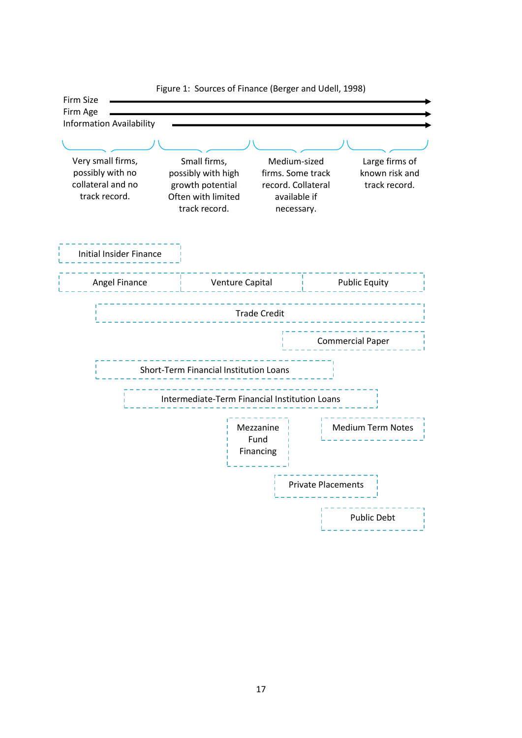Figure 1: Sources of Finance (Berger and Udell, 1998)

Firm Size →
Firm Age →
Information Availability →

| Very small firms, possibly with no collateral and no track record. | Small firms, possibly with high growth potential Often with limited track record. | Medium-sized firms. Some track record. Collateral available if necessary. | Large firms of known risk and track record. |
|---|---|---|---|

- Initial Insider Finance
- Angel Finance
- Venture Capital
- Public Equity
- Trade Credit
- Commercial Paper
- Short-Term Financial Institution Loans
- Intermediate-Term Financial Institution Loans
- Mezzanine Fund Financing
- Medium Term Notes
- Private Placements
- Public Debt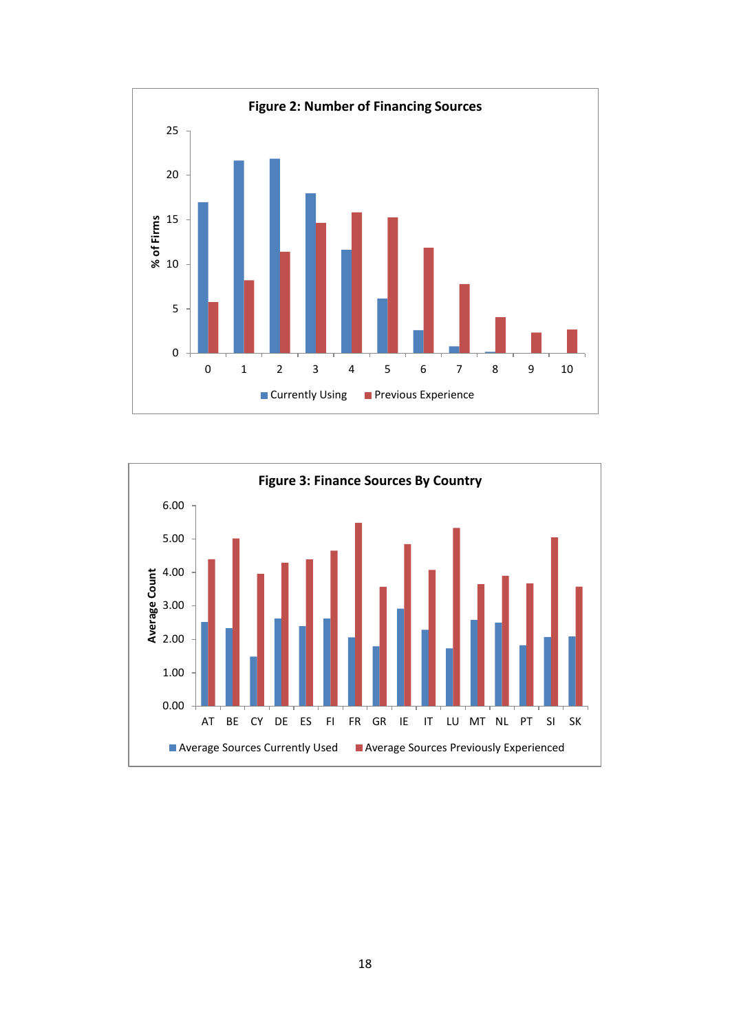**Figure 2: Number of Financing Sources**

**Figure 3: Finance Sources By Country**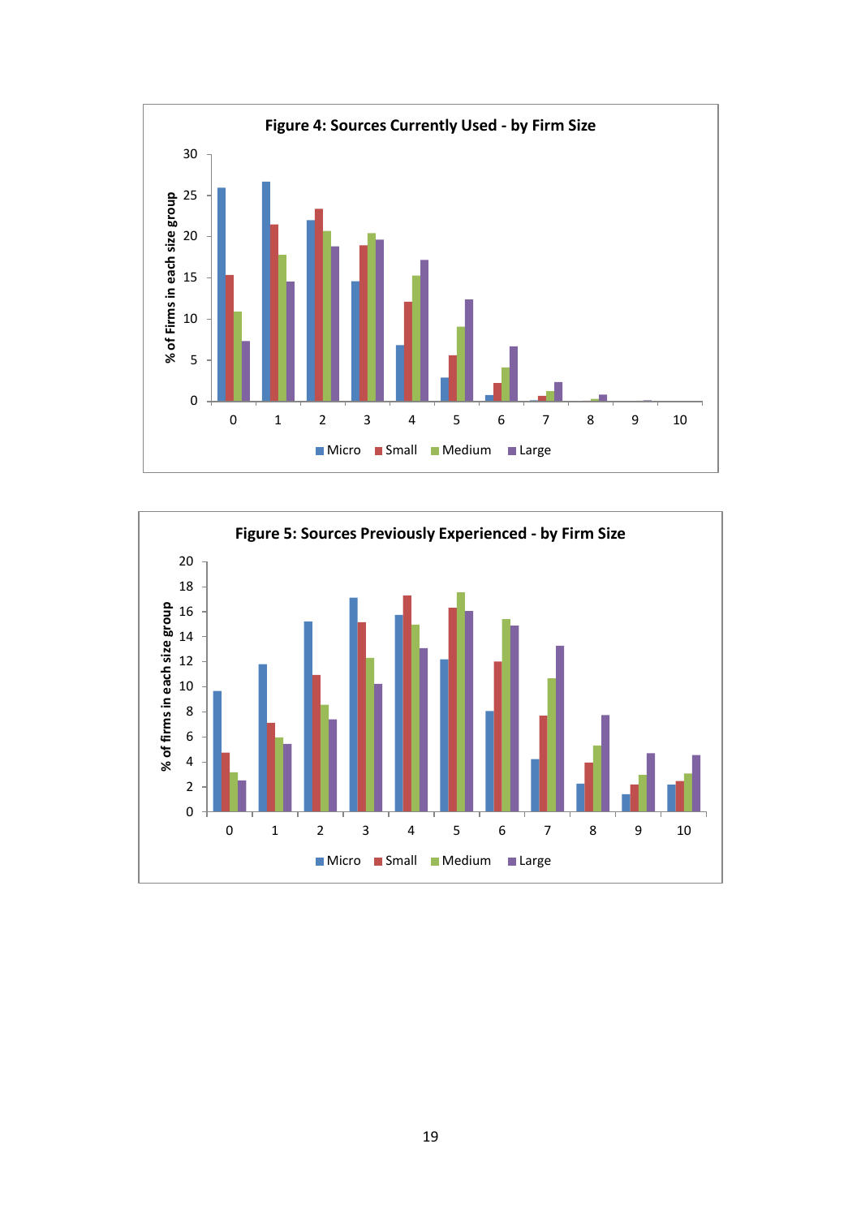**Figure 4: Sources Currently Used - by Firm Size**

**Figure 5: Sources Previously Experienced - by Firm Size**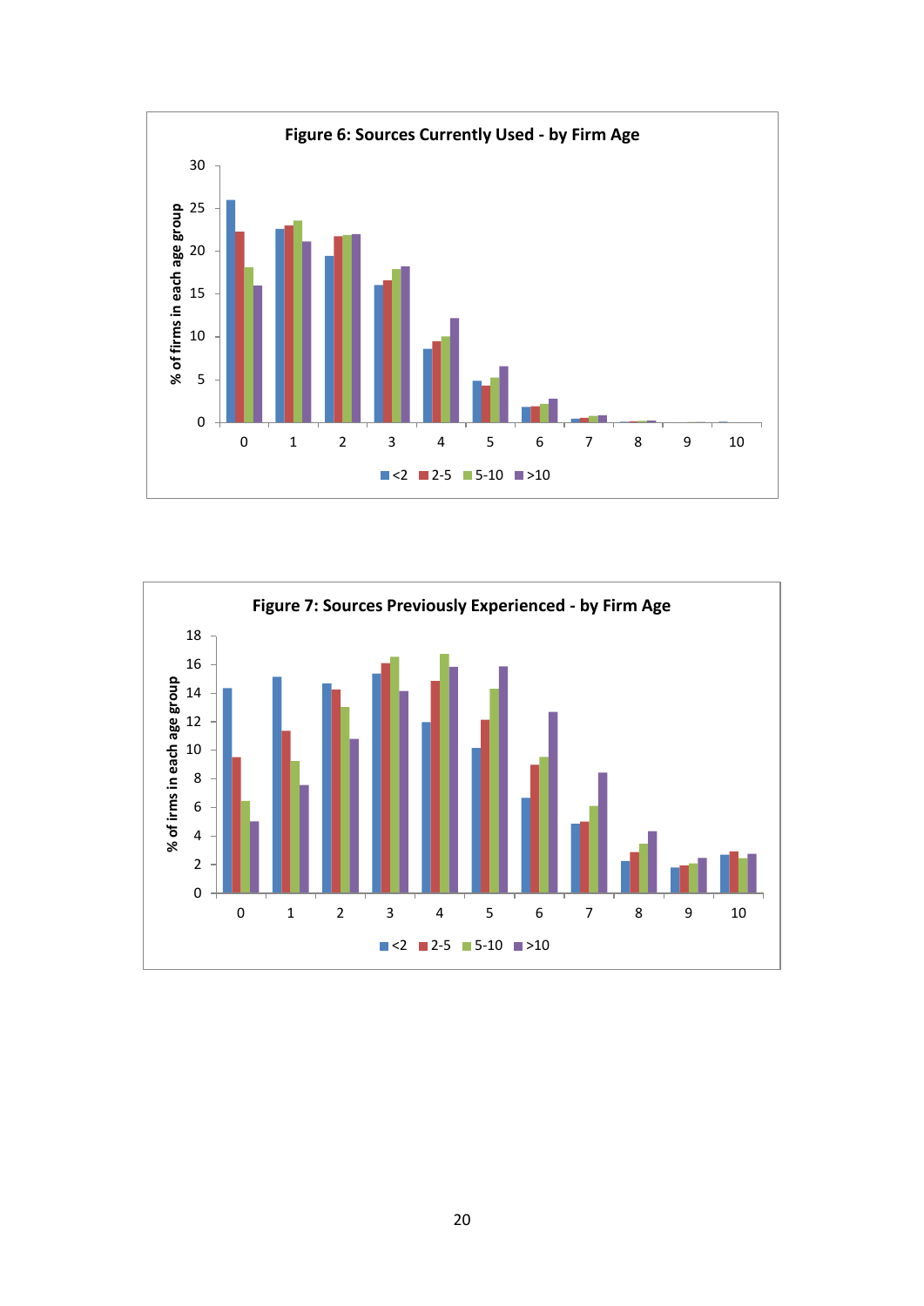**Figure 6: Sources Currently Used - by Firm Age**

**Figure 7: Sources Previously Experienced - by Firm Age**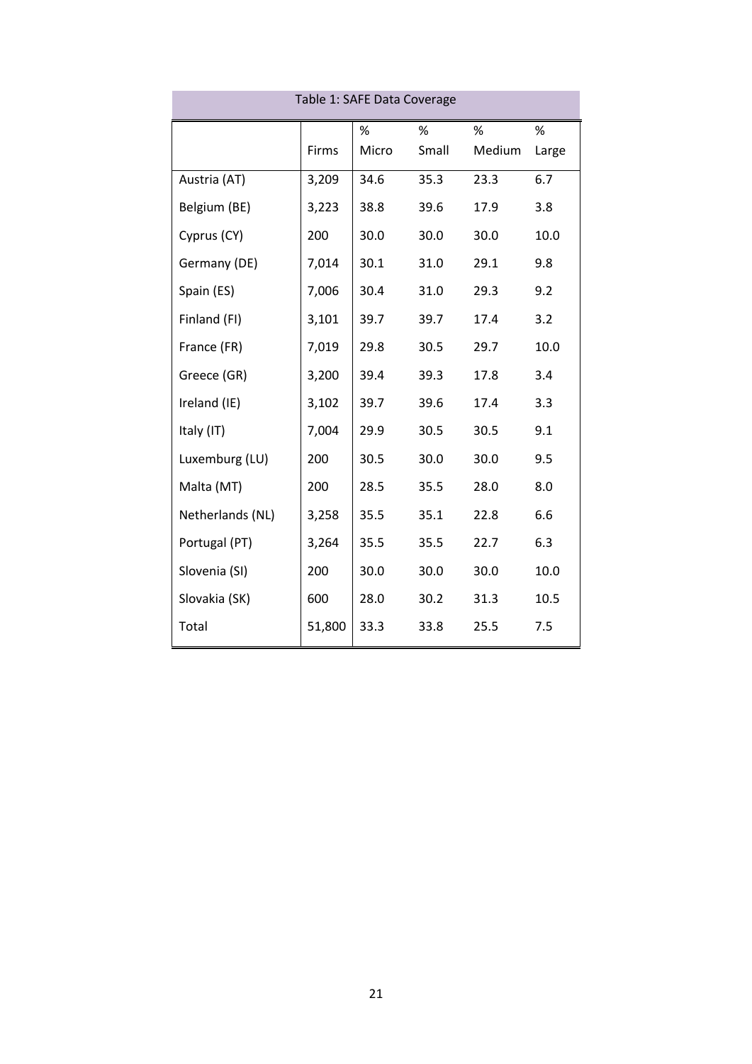Table 1: SAFE Data Coverage

| | Firms | % Micro | % Small | % Medium | % Large |
|---|---|---|---|---|---|
| Austria (AT) | 3,209 | 34.6 | 35.3 | 23.3 | 6.7 |
| Belgium (BE) | 3,223 | 38.8 | 39.6 | 17.9 | 3.8 |
| Cyprus (CY) | 200 | 30.0 | 30.0 | 30.0 | 10.0 |
| Germany (DE) | 7,014 | 30.1 | 31.0 | 29.1 | 9.8 |
| Spain (ES) | 7,006 | 30.4 | 31.0 | 29.3 | 9.2 |
| Finland (FI) | 3,101 | 39.7 | 39.7 | 17.4 | 3.2 |
| France (FR) | 7,019 | 29.8 | 30.5 | 29.7 | 10.0 |
| Greece (GR) | 3,200 | 39.4 | 39.3 | 17.8 | 3.4 |
| Ireland (IE) | 3,102 | 39.7 | 39.6 | 17.4 | 3.3 |
| Italy (IT) | 7,004 | 29.9 | 30.5 | 30.5 | 9.1 |
| Luxemburg (LU) | 200 | 30.5 | 30.0 | 30.0 | 9.5 |
| Malta (MT) | 200 | 28.5 | 35.5 | 28.0 | 8.0 |
| Netherlands (NL) | 3,258 | 35.5 | 35.1 | 22.8 | 6.6 |
| Portugal (PT) | 3,264 | 35.5 | 35.5 | 22.7 | 6.3 |
| Slovenia (SI) | 200 | 30.0 | 30.0 | 30.0 | 10.0 |
| Slovakia (SK) | 600 | 28.0 | 30.2 | 31.3 | 10.5 |
| Total | 51,800 | 33.3 | 33.8 | 25.5 | 7.5 |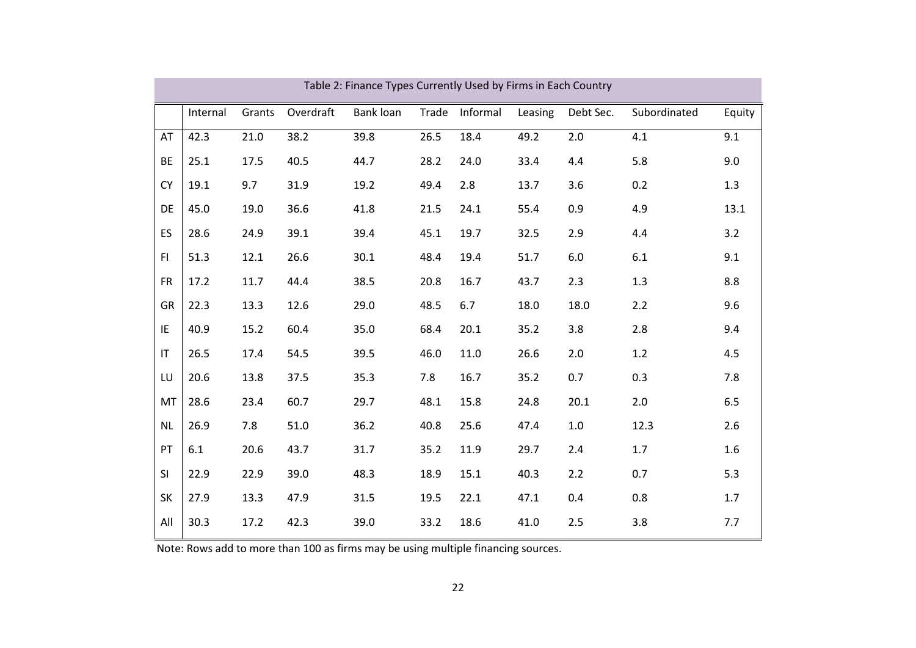Table 2: Finance Types Currently Used by Firms in Each Country

| | Internal | Grants | Overdraft | Bank loan | Trade | Informal | Leasing | Debt Sec. | Subordinated | Equity |
|---|---|---|---|---|---|---|---|---|---|---|
| AT | 42.3 | 21.0 | 38.2 | 39.8 | 26.5 | 18.4 | 49.2 | 2.0 | 4.1 | 9.1 |
| BE | 25.1 | 17.5 | 40.5 | 44.7 | 28.2 | 24.0 | 33.4 | 4.4 | 5.8 | 9.0 |
| CY | 19.1 | 9.7 | 31.9 | 19.2 | 49.4 | 2.8 | 13.7 | 3.6 | 0.2 | 1.3 |
| DE | 45.0 | 19.0 | 36.6 | 41.8 | 21.5 | 24.1 | 55.4 | 0.9 | 4.9 | 13.1 |
| ES | 28.6 | 24.9 | 39.1 | 39.4 | 45.1 | 19.7 | 32.5 | 2.9 | 4.4 | 3.2 |
| FI | 51.3 | 12.1 | 26.6 | 30.1 | 48.4 | 19.4 | 51.7 | 6.0 | 6.1 | 9.1 |
| FR | 17.2 | 11.7 | 44.4 | 38.5 | 20.8 | 16.7 | 43.7 | 2.3 | 1.3 | 8.8 |
| GR | 22.3 | 13.3 | 12.6 | 29.0 | 48.5 | 6.7 | 18.0 | 18.0 | 2.2 | 9.6 |
| IE | 40.9 | 15.2 | 60.4 | 35.0 | 68.4 | 20.1 | 35.2 | 3.8 | 2.8 | 9.4 |
| IT | 26.5 | 17.4 | 54.5 | 39.5 | 46.0 | 11.0 | 26.6 | 2.0 | 1.2 | 4.5 |
| LU | 20.6 | 13.8 | 37.5 | 35.3 | 7.8 | 16.7 | 35.2 | 0.7 | 0.3 | 7.8 |
| MT | 28.6 | 23.4 | 60.7 | 29.7 | 48.1 | 15.8 | 24.8 | 20.1 | 2.0 | 6.5 |
| NL | 26.9 | 7.8 | 51.0 | 36.2 | 40.8 | 25.6 | 47.4 | 1.0 | 12.3 | 2.6 |
| PT | 6.1 | 20.6 | 43.7 | 31.7 | 35.2 | 11.9 | 29.7 | 2.4 | 1.7 | 1.6 |
| SI | 22.9 | 22.9 | 39.0 | 48.3 | 18.9 | 15.1 | 40.3 | 2.2 | 0.7 | 5.3 |
| SK | 27.9 | 13.3 | 47.9 | 31.5 | 19.5 | 22.1 | 47.1 | 0.4 | 0.8 | 1.7 |
| All | 30.3 | 17.2 | 42.3 | 39.0 | 33.2 | 18.6 | 41.0 | 2.5 | 3.8 | 7.7 |

Note: Rows add to more than 100 as firms may be using multiple financing sources.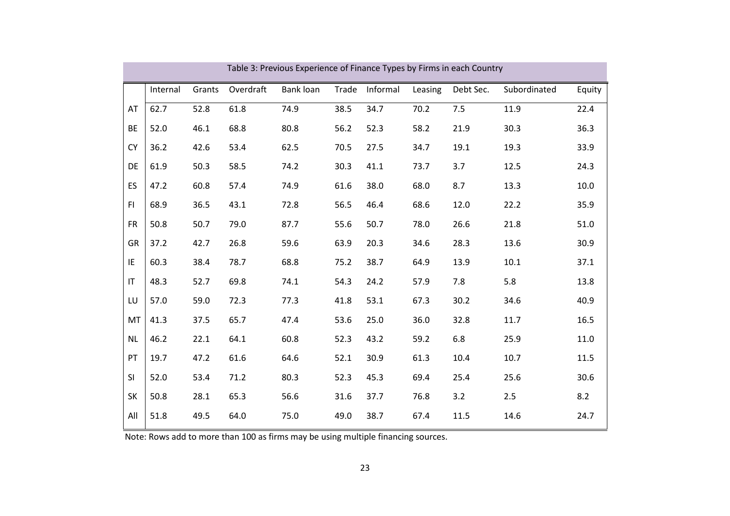Table 3: Previous Experience of Finance Types by Firms in each Country

| | Internal | Grants | Overdraft | Bank loan | Trade | Informal | Leasing | Debt Sec. | Subordinated | Equity |
|---|---|---|---|---|---|---|---|---|---|---|
| AT | 62.7 | 52.8 | 61.8 | 74.9 | 38.5 | 34.7 | 70.2 | 7.5 | 11.9 | 22.4 |
| BE | 52.0 | 46.1 | 68.8 | 80.8 | 56.2 | 52.3 | 58.2 | 21.9 | 30.3 | 36.3 |
| CY | 36.2 | 42.6 | 53.4 | 62.5 | 70.5 | 27.5 | 34.7 | 19.1 | 19.3 | 33.9 |
| DE | 61.9 | 50.3 | 58.5 | 74.2 | 30.3 | 41.1 | 73.7 | 3.7 | 12.5 | 24.3 |
| ES | 47.2 | 60.8 | 57.4 | 74.9 | 61.6 | 38.0 | 68.0 | 8.7 | 13.3 | 10.0 |
| FI | 68.9 | 36.5 | 43.1 | 72.8 | 56.5 | 46.4 | 68.6 | 12.0 | 22.2 | 35.9 |
| FR | 50.8 | 50.7 | 79.0 | 87.7 | 55.6 | 50.7 | 78.0 | 26.6 | 21.8 | 51.0 |
| GR | 37.2 | 42.7 | 26.8 | 59.6 | 63.9 | 20.3 | 34.6 | 28.3 | 13.6 | 30.9 |
| IE | 60.3 | 38.4 | 78.7 | 68.8 | 75.2 | 38.7 | 64.9 | 13.9 | 10.1 | 37.1 |
| IT | 48.3 | 52.7 | 69.8 | 74.1 | 54.3 | 24.2 | 57.9 | 7.8 | 5.8 | 13.8 |
| LU | 57.0 | 59.0 | 72.3 | 77.3 | 41.8 | 53.1 | 67.3 | 30.2 | 34.6 | 40.9 |
| MT | 41.3 | 37.5 | 65.7 | 47.4 | 53.6 | 25.0 | 36.0 | 32.8 | 11.7 | 16.5 |
| NL | 46.2 | 22.1 | 64.1 | 60.8 | 52.3 | 43.2 | 59.2 | 6.8 | 25.9 | 11.0 |
| PT | 19.7 | 47.2 | 61.6 | 64.6 | 52.1 | 30.9 | 61.3 | 10.4 | 10.7 | 11.5 |
| SI | 52.0 | 53.4 | 71.2 | 80.3 | 52.3 | 45.3 | 69.4 | 25.4 | 25.6 | 30.6 |
| SK | 50.8 | 28.1 | 65.3 | 56.6 | 31.6 | 37.7 | 76.8 | 3.2 | 2.5 | 8.2 |
| All | 51.8 | 49.5 | 64.0 | 75.0 | 49.0 | 38.7 | 67.4 | 11.5 | 14.6 | 24.7 |

Note: Rows add to more than 100 as firms may be using multiple financing sources.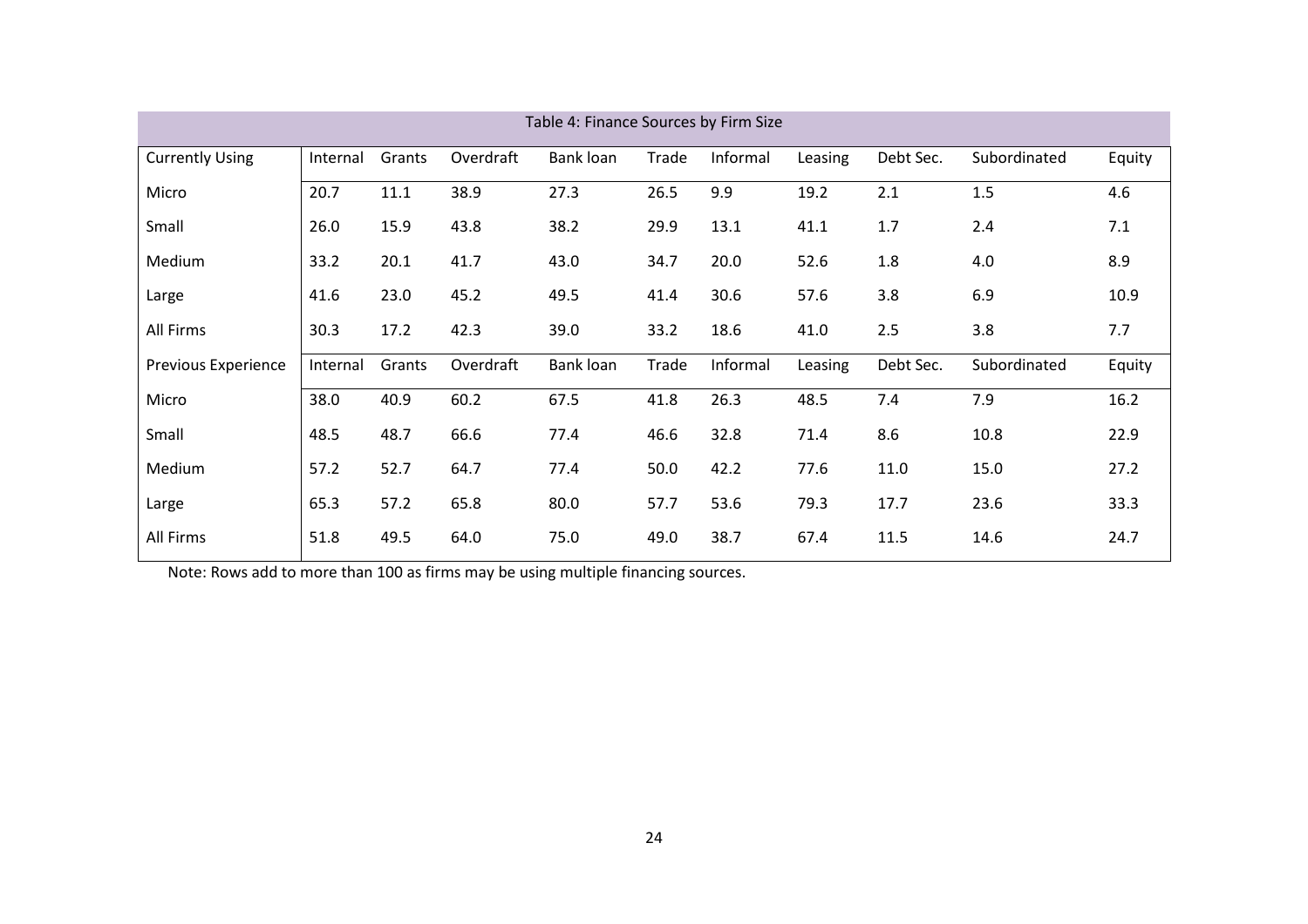Table 4: Finance Sources by Firm Size

| Currently Using | Internal | Grants | Overdraft | Bank loan | Trade | Informal | Leasing | Debt Sec. | Subordinated | Equity |
|---|---|---|---|---|---|---|---|---|---|---|
| Micro | 20.7 | 11.1 | 38.9 | 27.3 | 26.5 | 9.9 | 19.2 | 2.1 | 1.5 | 4.6 |
| Small | 26.0 | 15.9 | 43.8 | 38.2 | 29.9 | 13.1 | 41.1 | 1.7 | 2.4 | 7.1 |
| Medium | 33.2 | 20.1 | 41.7 | 43.0 | 34.7 | 20.0 | 52.6 | 1.8 | 4.0 | 8.9 |
| Large | 41.6 | 23.0 | 45.2 | 49.5 | 41.4 | 30.6 | 57.6 | 3.8 | 6.9 | 10.9 |
| All Firms | 30.3 | 17.2 | 42.3 | 39.0 | 33.2 | 18.6 | 41.0 | 2.5 | 3.8 | 7.7 |
| **Previous Experience** | **Internal** | **Grants** | **Overdraft** | **Bank loan** | **Trade** | **Informal** | **Leasing** | **Debt Sec.** | **Subordinated** | **Equity** |
| Micro | 38.0 | 40.9 | 60.2 | 67.5 | 41.8 | 26.3 | 48.5 | 7.4 | 7.9 | 16.2 |
| Small | 48.5 | 48.7 | 66.6 | 77.4 | 46.6 | 32.8 | 71.4 | 8.6 | 10.8 | 22.9 |
| Medium | 57.2 | 52.7 | 64.7 | 77.4 | 50.0 | 42.2 | 77.6 | 11.0 | 15.0 | 27.2 |
| Large | 65.3 | 57.2 | 65.8 | 80.0 | 57.7 | 53.6 | 79.3 | 17.7 | 23.6 | 33.3 |
| All Firms | 51.8 | 49.5 | 64.0 | 75.0 | 49.0 | 38.7 | 67.4 | 11.5 | 14.6 | 24.7 |

Note: Rows add to more than 100 as firms may be using multiple financing sources.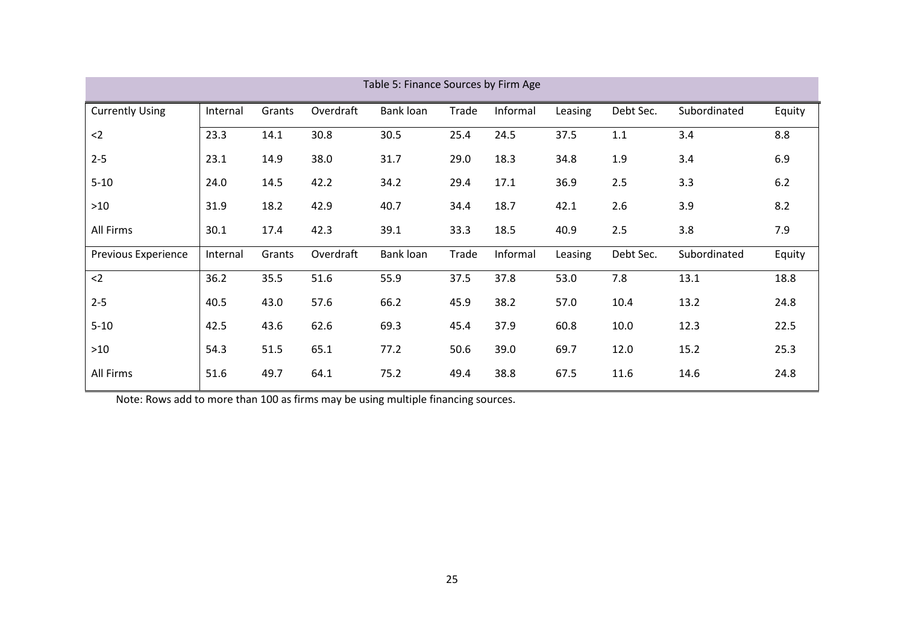Table 5: Finance Sources by Firm Age

| Currently Using | Internal | Grants | Overdraft | Bank loan | Trade | Informal | Leasing | Debt Sec. | Subordinated | Equity |
|---|---|---|---|---|---|---|---|---|---|---|
| <2 | 23.3 | 14.1 | 30.8 | 30.5 | 25.4 | 24.5 | 37.5 | 1.1 | 3.4 | 8.8 |
| 2-5 | 23.1 | 14.9 | 38.0 | 31.7 | 29.0 | 18.3 | 34.8 | 1.9 | 3.4 | 6.9 |
| 5-10 | 24.0 | 14.5 | 42.2 | 34.2 | 29.4 | 17.1 | 36.9 | 2.5 | 3.3 | 6.2 |
| >10 | 31.9 | 18.2 | 42.9 | 40.7 | 34.4 | 18.7 | 42.1 | 2.6 | 3.9 | 8.2 |
| All Firms | 30.1 | 17.4 | 42.3 | 39.1 | 33.3 | 18.5 | 40.9 | 2.5 | 3.8 | 7.9 |
| **Previous Experience** | **Internal** | **Grants** | **Overdraft** | **Bank loan** | **Trade** | **Informal** | **Leasing** | **Debt Sec.** | **Subordinated** | **Equity** |
| <2 | 36.2 | 35.5 | 51.6 | 55.9 | 37.5 | 37.8 | 53.0 | 7.8 | 13.1 | 18.8 |
| 2-5 | 40.5 | 43.0 | 57.6 | 66.2 | 45.9 | 38.2 | 57.0 | 10.4 | 13.2 | 24.8 |
| 5-10 | 42.5 | 43.6 | 62.6 | 69.3 | 45.4 | 37.9 | 60.8 | 10.0 | 12.3 | 22.5 |
| >10 | 54.3 | 51.5 | 65.1 | 77.2 | 50.6 | 39.0 | 69.7 | 12.0 | 15.2 | 25.3 |
| All Firms | 51.6 | 49.7 | 64.1 | 75.2 | 49.4 | 38.8 | 67.5 | 11.6 | 14.6 | 24.8 |

Note: Rows add to more than 100 as firms may be using multiple financing sources.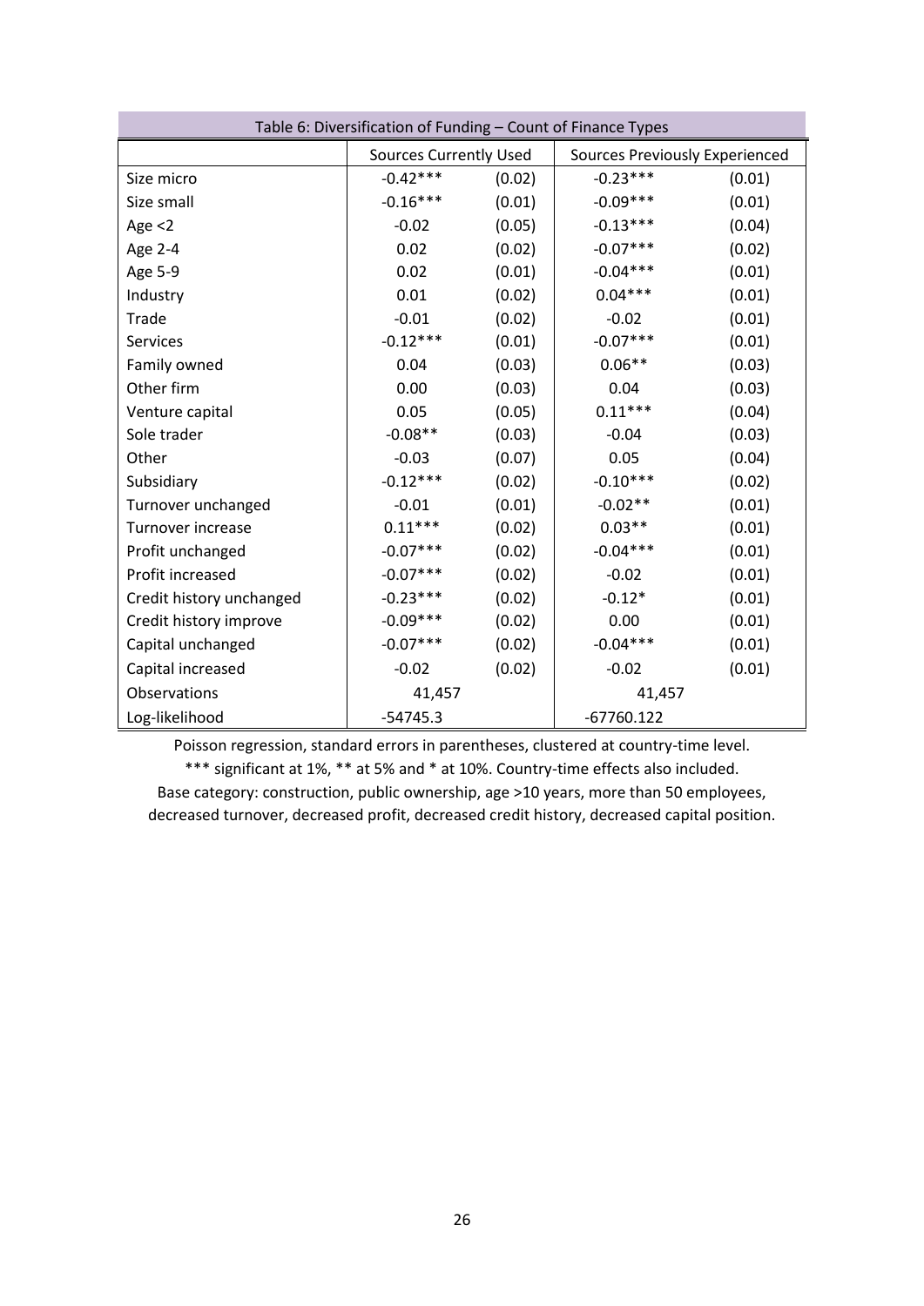| Table 6: Diversification of Funding – Count of Finance Types | | | | |
|---|---|---|---|---|
| | Sources Currently Used | | Sources Previously Experienced | |
| Size micro | -0.42*** | (0.02) | -0.23*** | (0.01) |
| Size small | -0.16*** | (0.01) | -0.09*** | (0.01) |
| Age <2 | -0.02 | (0.05) | -0.13*** | (0.04) |
| Age 2-4 | 0.02 | (0.02) | -0.07*** | (0.02) |
| Age 5-9 | 0.02 | (0.01) | -0.04*** | (0.01) |
| Industry | 0.01 | (0.02) | 0.04*** | (0.01) |
| Trade | -0.01 | (0.02) | -0.02 | (0.01) |
| Services | -0.12*** | (0.01) | -0.07*** | (0.01) |
| Family owned | 0.04 | (0.03) | 0.06** | (0.03) |
| Other firm | 0.00 | (0.03) | 0.04 | (0.03) |
| Venture capital | 0.05 | (0.05) | 0.11*** | (0.04) |
| Sole trader | -0.08** | (0.03) | -0.04 | (0.03) |
| Other | -0.03 | (0.07) | 0.05 | (0.04) |
| Subsidiary | -0.12*** | (0.02) | -0.10*** | (0.02) |
| Turnover unchanged | -0.01 | (0.01) | -0.02** | (0.01) |
| Turnover increase | 0.11*** | (0.02) | 0.03** | (0.01) |
| Profit unchanged | -0.07*** | (0.02) | -0.04*** | (0.01) |
| Profit increased | -0.07*** | (0.02) | -0.02 | (0.01) |
| Credit history unchanged | -0.23*** | (0.02) | -0.12* | (0.01) |
| Credit history improve | -0.09*** | (0.02) | 0.00 | (0.01) |
| Capital unchanged | -0.07*** | (0.02) | -0.04*** | (0.01) |
| Capital increased | -0.02 | (0.02) | -0.02 | (0.01) |
| Observations | 41,457 | | 41,457 | |
| Log-likelihood | -54745.3 | | -67760.122 | |

Poisson regression, standard errors in parentheses, clustered at country-time level.
*** significant at 1%, ** at 5% and * at 10%. Country-time effects also included.
Base category: construction, public ownership, age >10 years, more than 50 employees, decreased turnover, decreased profit, decreased credit history, decreased capital position.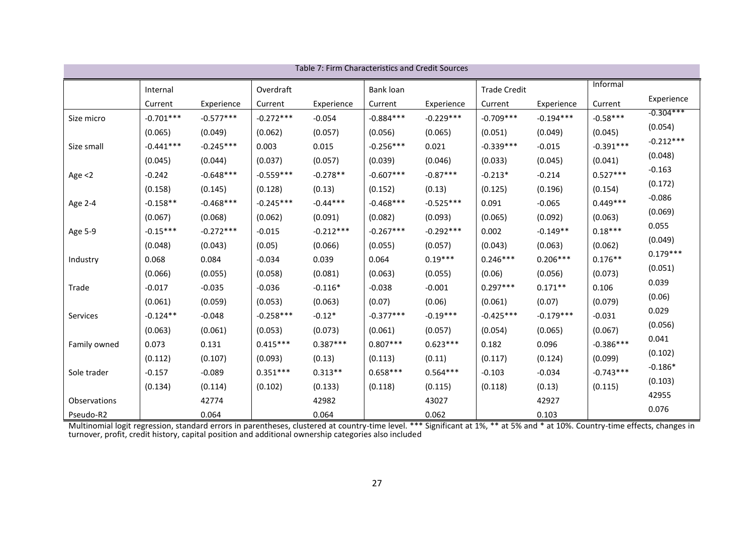Table 7: Firm Characteristics and Credit Sources

| | Internal | | Overdraft | | Bank loan | | Trade Credit | | Informal | |
|---|---|---|---|---|---|---|---|---|---|---|
| | Current | Experience | Current | Experience | Current | Experience | Current | Experience | Current | Experience |
| Size micro | -0.701*** | -0.577*** | -0.272*** | -0.054 | -0.884*** | -0.229*** | -0.709*** | -0.194*** | -0.58*** | -0.304*** |
| | (0.065) | (0.049) | (0.062) | (0.057) | (0.056) | (0.065) | (0.051) | (0.049) | (0.045) | (0.054) |
| Size small | -0.441*** | -0.245*** | 0.003 | 0.015 | -0.256*** | 0.021 | -0.339*** | -0.015 | -0.391*** | -0.212*** |
| | (0.045) | (0.044) | (0.037) | (0.057) | (0.039) | (0.046) | (0.033) | (0.045) | (0.041) | (0.048) |
| Age <2 | -0.242 | -0.648*** | -0.559*** | -0.278** | -0.607*** | -0.87*** | -0.213* | -0.214 | 0.527*** | -0.163 |
| | (0.158) | (0.145) | (0.128) | (0.13) | (0.152) | (0.13) | (0.125) | (0.196) | (0.154) | (0.172) |
| Age 2-4 | -0.158** | -0.468*** | -0.245*** | -0.44*** | -0.468*** | -0.525*** | 0.091 | -0.065 | 0.449*** | -0.086 |
| | (0.067) | (0.068) | (0.062) | (0.091) | (0.082) | (0.093) | (0.065) | (0.092) | (0.063) | (0.069) |
| Age 5-9 | -0.15*** | -0.272*** | -0.015 | -0.212*** | -0.267*** | -0.292*** | 0.002 | -0.149** | 0.18*** | 0.055 |
| | (0.048) | (0.043) | (0.05) | (0.066) | (0.055) | (0.057) | (0.043) | (0.063) | (0.062) | (0.049) |
| Industry | 0.068 | 0.084 | -0.034 | 0.039 | 0.064 | 0.19*** | 0.246*** | 0.206*** | 0.176** | 0.179*** |
| | (0.066) | (0.055) | (0.058) | (0.081) | (0.063) | (0.055) | (0.06) | (0.056) | (0.073) | (0.051) |
| Trade | -0.017 | -0.035 | -0.036 | -0.116* | -0.038 | -0.001 | 0.297*** | 0.171** | 0.106 | 0.039 |
| | (0.061) | (0.059) | (0.053) | (0.063) | (0.07) | (0.06) | (0.061) | (0.07) | (0.079) | (0.06) |
| Services | -0.124** | -0.048 | -0.258*** | -0.12* | -0.377*** | -0.19*** | -0.425*** | -0.179*** | -0.031 | 0.029 |
| | (0.063) | (0.061) | (0.053) | (0.073) | (0.061) | (0.057) | (0.054) | (0.065) | (0.067) | (0.056) |
| Family owned | 0.073 | 0.131 | 0.415*** | 0.387*** | 0.807*** | 0.623*** | 0.182 | 0.096 | -0.386*** | 0.041 |
| | (0.112) | (0.107) | (0.093) | (0.13) | (0.113) | (0.11) | (0.117) | (0.124) | (0.099) | (0.102) |
| Sole trader | -0.157 | -0.089 | 0.351*** | 0.313** | 0.658*** | 0.564*** | -0.103 | -0.034 | -0.743*** | -0.186* |
| | (0.134) | (0.114) | (0.102) | (0.133) | (0.118) | (0.115) | (0.118) | (0.13) | (0.115) | (0.103) |
| Observations | | 42774 | | 42982 | | 43027 | | 42927 | | 42955 |
| Pseudo-R2 | | 0.064 | | 0.064 | | 0.062 | | 0.103 | | 0.076 |

Multinomial logit regression, standard errors in parentheses, clustered at country-time level. *** Significant at 1%, ** at 5% and * at 10%. Country-time effects, changes in turnover, profit, credit history, capital position and additional ownership categories also included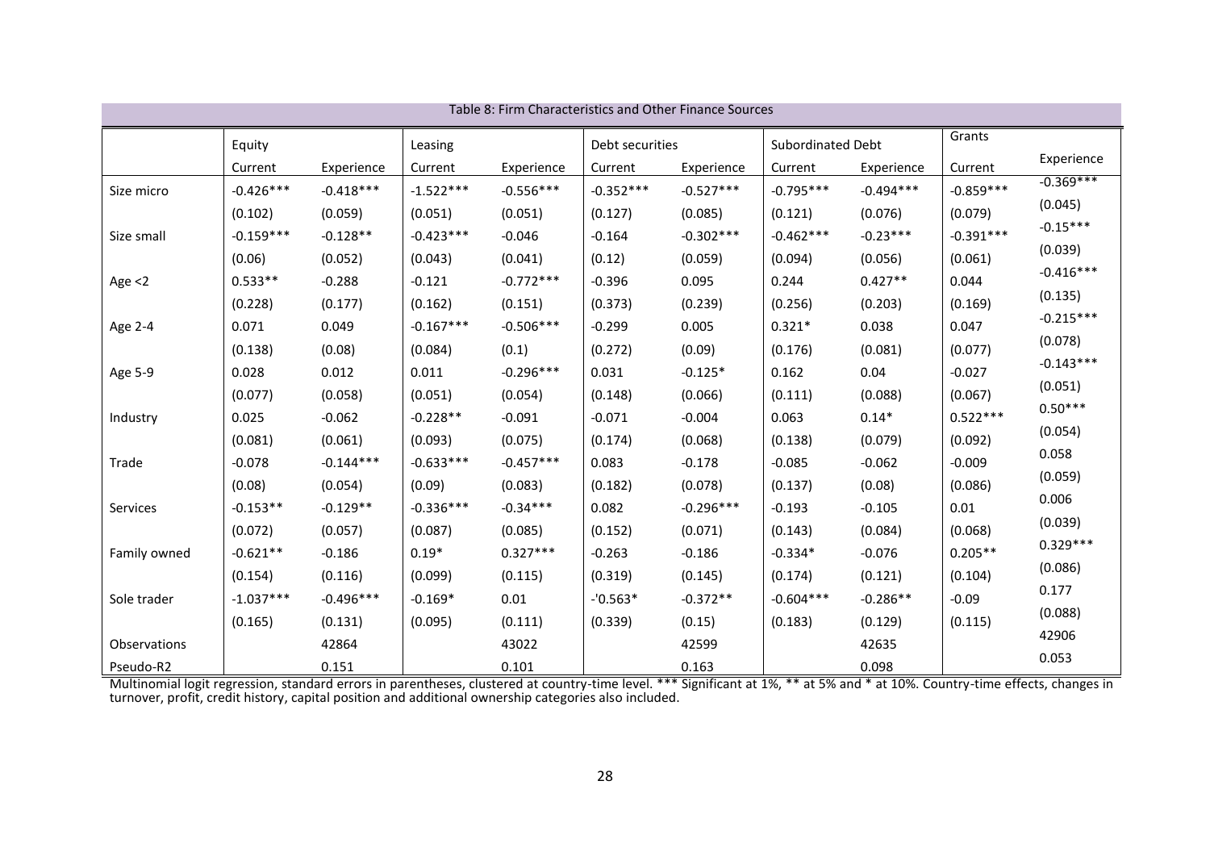Table 8: Firm Characteristics and Other Finance Sources

| | Equity | | Leasing | | Debt securities | | Subordinated Debt | | Grants | |
|---|---|---|---|---|---|---|---|---|---|---|
| | Current | Experience | Current | Experience | Current | Experience | Current | Experience | Current | Experience |
| Size micro | -0.426*** | -0.418*** | -1.522*** | -0.556*** | -0.352*** | -0.527*** | -0.795*** | -0.494*** | -0.859*** | -0.369*** |
| | (0.102) | (0.059) | (0.051) | (0.051) | (0.127) | (0.085) | (0.121) | (0.076) | (0.079) | (0.045) |
| Size small | -0.159*** | -0.128** | -0.423*** | -0.046 | -0.164 | -0.302*** | -0.462*** | -0.23*** | -0.391*** | -0.15*** |
| | (0.06) | (0.052) | (0.043) | (0.041) | (0.12) | (0.059) | (0.094) | (0.056) | (0.061) | (0.039) |
| Age <2 | 0.533** | -0.288 | -0.121 | -0.772*** | -0.396 | 0.095 | 0.244 | 0.427** | 0.044 | -0.416*** |
| | (0.228) | (0.177) | (0.162) | (0.151) | (0.373) | (0.239) | (0.256) | (0.203) | (0.169) | (0.135) |
| Age 2-4 | 0.071 | 0.049 | -0.167*** | -0.506*** | -0.299 | 0.005 | 0.321* | 0.038 | 0.047 | -0.215*** |
| | (0.138) | (0.08) | (0.084) | (0.1) | (0.272) | (0.09) | (0.176) | (0.081) | (0.077) | (0.078) |
| Age 5-9 | 0.028 | 0.012 | 0.011 | -0.296*** | 0.031 | -0.125* | 0.162 | 0.04 | -0.027 | -0.143*** |
| | (0.077) | (0.058) | (0.051) | (0.054) | (0.148) | (0.066) | (0.111) | (0.088) | (0.067) | (0.051) |
| Industry | 0.025 | -0.062 | -0.228** | -0.091 | -0.071 | -0.004 | 0.063 | 0.14* | 0.522*** | 0.50*** |
| | (0.081) | (0.061) | (0.093) | (0.075) | (0.174) | (0.068) | (0.138) | (0.079) | (0.092) | (0.054) |
| Trade | -0.078 | -0.144*** | -0.633*** | -0.457*** | 0.083 | -0.178 | -0.085 | -0.062 | -0.009 | 0.058 |
| | (0.08) | (0.054) | (0.09) | (0.083) | (0.182) | (0.078) | (0.137) | (0.08) | (0.086) | (0.059) |
| Services | -0.153** | -0.129** | -0.336*** | -0.34*** | 0.082 | -0.296*** | -0.193 | -0.105 | 0.01 | 0.006 |
| | (0.072) | (0.057) | (0.087) | (0.085) | (0.152) | (0.071) | (0.143) | (0.084) | (0.068) | (0.039) |
| Family owned | -0.621** | -0.186 | 0.19* | 0.327*** | -0.263 | -0.186 | -0.334* | -0.076 | 0.205** | 0.329*** |
| | (0.154) | (0.116) | (0.099) | (0.115) | (0.319) | (0.145) | (0.174) | (0.121) | (0.104) | (0.086) |
| Sole trader | -1.037*** | -0.496*** | -0.169* | 0.01 | -'0.563* | -0.372** | -0.604*** | -0.286** | -0.09 | 0.177 |
| | (0.165) | (0.131) | (0.095) | (0.111) | (0.339) | (0.15) | (0.183) | (0.129) | (0.115) | (0.088) |
| Observations | | 42864 | | 43022 | | 42599 | | 42635 | | 42906 |
| Pseudo-R2 | | 0.151 | | 0.101 | | 0.163 | | 0.098 | | 0.053 |

Multinomial logit regression, standard errors in parentheses, clustered at country-time level. *** Significant at 1%, ** at 5% and * at 10%. Country-time effects, changes in turnover, profit, credit history, capital position and additional ownership categories also included.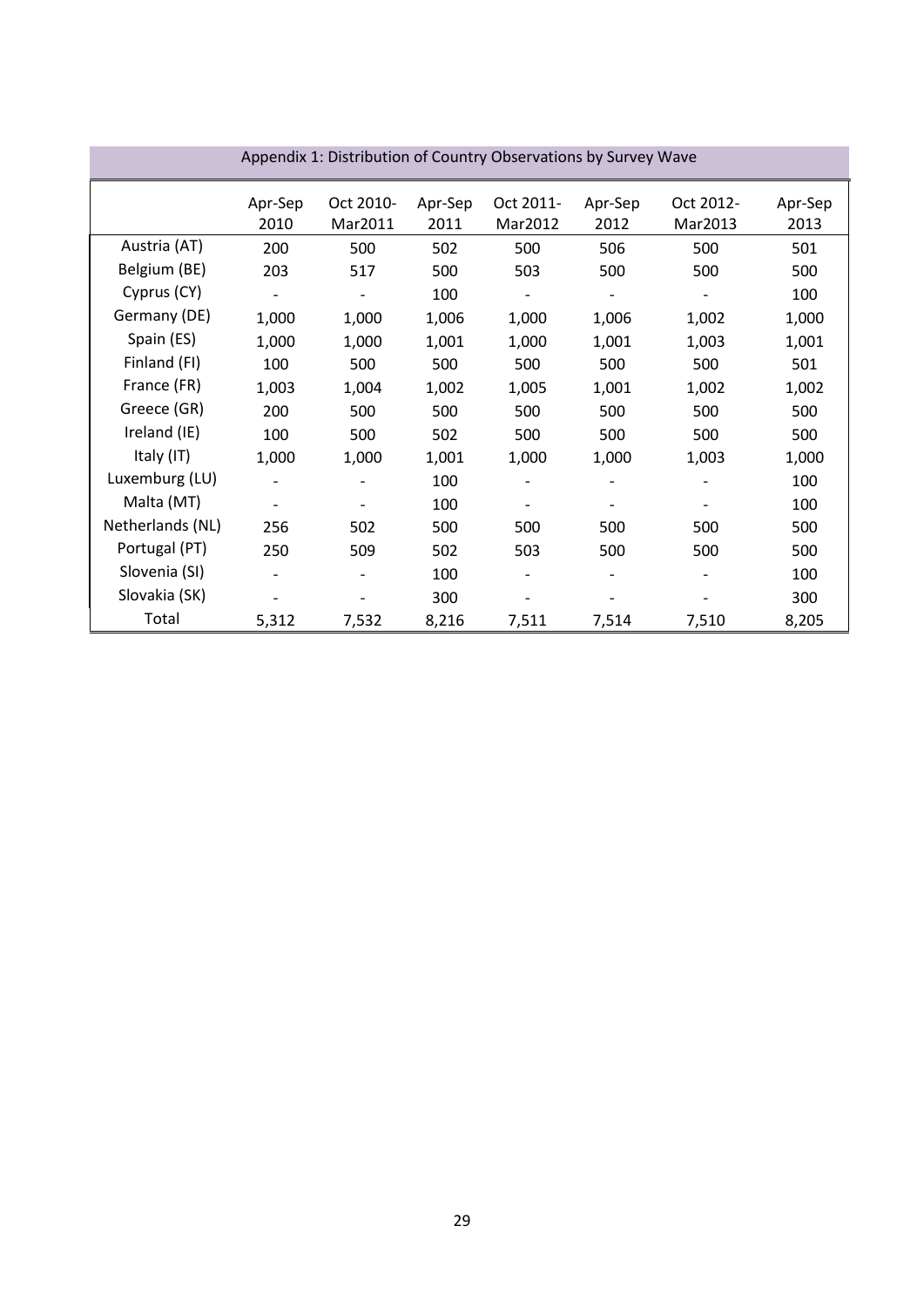Appendix 1: Distribution of Country Observations by Survey Wave

| | Apr-Sep 2010 | Oct 2010-Mar2011 | Apr-Sep 2011 | Oct 2011-Mar2012 | Apr-Sep 2012 | Oct 2012-Mar2013 | Apr-Sep 2013 |
|---|---|---|---|---|---|---|---|
| Austria (AT) | 200 | 500 | 502 | 500 | 506 | 500 | 501 |
| Belgium (BE) | 203 | 517 | 500 | 503 | 500 | 500 | 500 |
| Cyprus (CY) | - | - | 100 | - | - | - | 100 |
| Germany (DE) | 1,000 | 1,000 | 1,006 | 1,000 | 1,006 | 1,002 | 1,000 |
| Spain (ES) | 1,000 | 1,000 | 1,001 | 1,000 | 1,001 | 1,003 | 1,001 |
| Finland (FI) | 100 | 500 | 500 | 500 | 500 | 500 | 501 |
| France (FR) | 1,003 | 1,004 | 1,002 | 1,005 | 1,001 | 1,002 | 1,002 |
| Greece (GR) | 200 | 500 | 500 | 500 | 500 | 500 | 500 |
| Ireland (IE) | 100 | 500 | 502 | 500 | 500 | 500 | 500 |
| Italy (IT) | 1,000 | 1,000 | 1,001 | 1,000 | 1,000 | 1,003 | 1,000 |
| Luxemburg (LU) | - | - | 100 | - | - | - | 100 |
| Malta (MT) | - | - | 100 | - | - | - | 100 |
| Netherlands (NL) | 256 | 502 | 500 | 500 | 500 | 500 | 500 |
| Portugal (PT) | 250 | 509 | 502 | 503 | 500 | 500 | 500 |
| Slovenia (SI) | - | - | 100 | - | - | - | 100 |
| Slovakia (SK) | - | - | 300 | - | - | - | 300 |
| Total | 5,312 | 7,532 | 8,216 | 7,511 | 7,514 | 7,510 | 8,205 |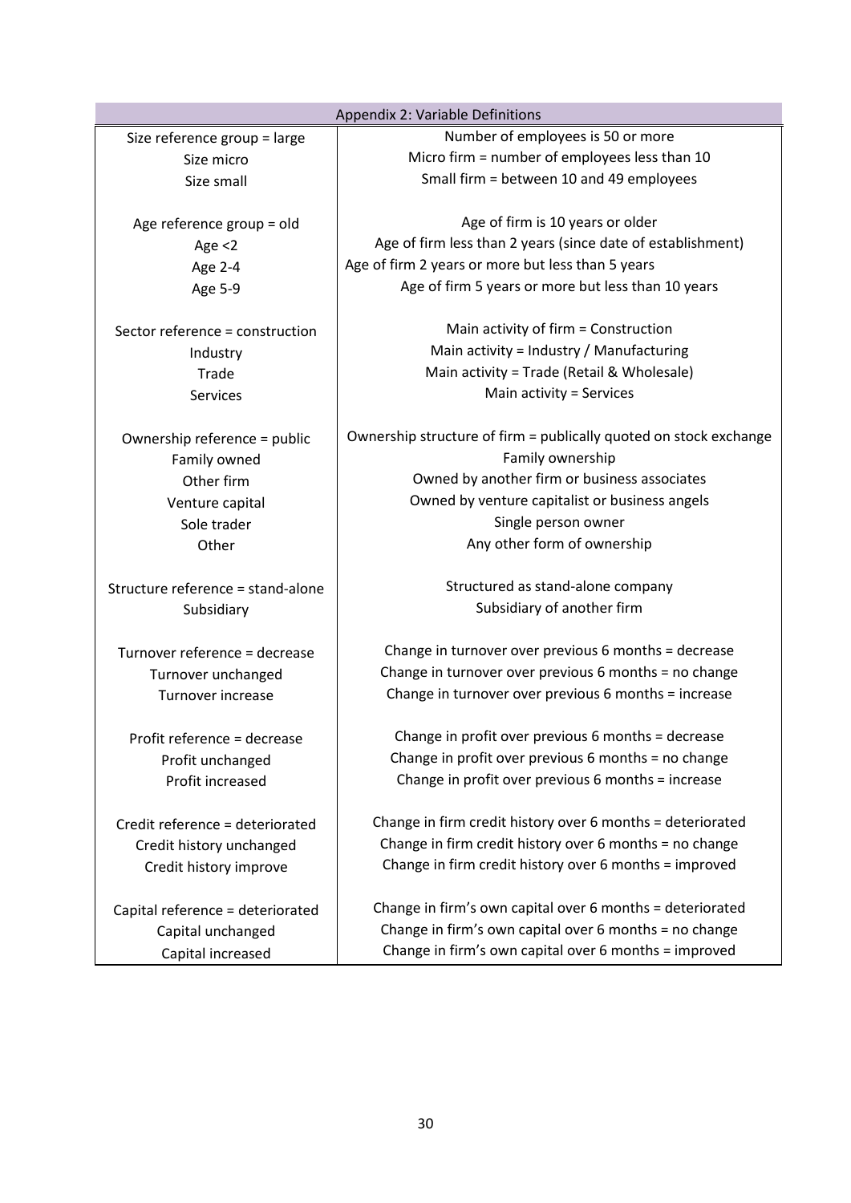| Appendix 2: Variable Definitions | |
|---|---|
| Size reference group = large | Number of employees is 50 or more |
| Size micro | Micro firm = number of employees less than 10 |
| Size small | Small firm = between 10 and 49 employees |
| | |
| Age reference group = old | Age of firm is 10 years or older |
| Age <2 | Age of firm less than 2 years (since date of establishment) |
| Age 2-4 | Age of firm 2 years or more but less than 5 years |
| Age 5-9 | Age of firm 5 years or more but less than 10 years |
| | |
| Sector reference = construction | Main activity of firm = Construction |
| Industry | Main activity = Industry / Manufacturing |
| Trade | Main activity = Trade (Retail & Wholesale) |
| Services | Main activity = Services |
| | |
| Ownership reference = public | Ownership structure of firm = publically quoted on stock exchange |
| Family owned | Family ownership |
| Other firm | Owned by another firm or business associates |
| Venture capital | Owned by venture capitalist or business angels |
| Sole trader | Single person owner |
| Other | Any other form of ownership |
| | |
| Structure reference = stand-alone | Structured as stand-alone company |
| Subsidiary | Subsidiary of another firm |
| | |
| Turnover reference = decrease | Change in turnover over previous 6 months = decrease |
| Turnover unchanged | Change in turnover over previous 6 months = no change |
| Turnover increase | Change in turnover over previous 6 months = increase |
| | |
| Profit reference = decrease | Change in profit over previous 6 months = decrease |
| Profit unchanged | Change in profit over previous 6 months = no change |
| Profit increased | Change in profit over previous 6 months = increase |
| | |
| Credit reference = deteriorated | Change in firm credit history over 6 months = deteriorated |
| Credit history unchanged | Change in firm credit history over 6 months = no change |
| Credit history improve | Change in firm credit history over 6 months = improved |
| | |
| Capital reference = deteriorated | Change in firm's own capital over 6 months = deteriorated |
| Capital unchanged | Change in firm's own capital over 6 months = no change |
| Capital increased | Change in firm's own capital over 6 months = improved |